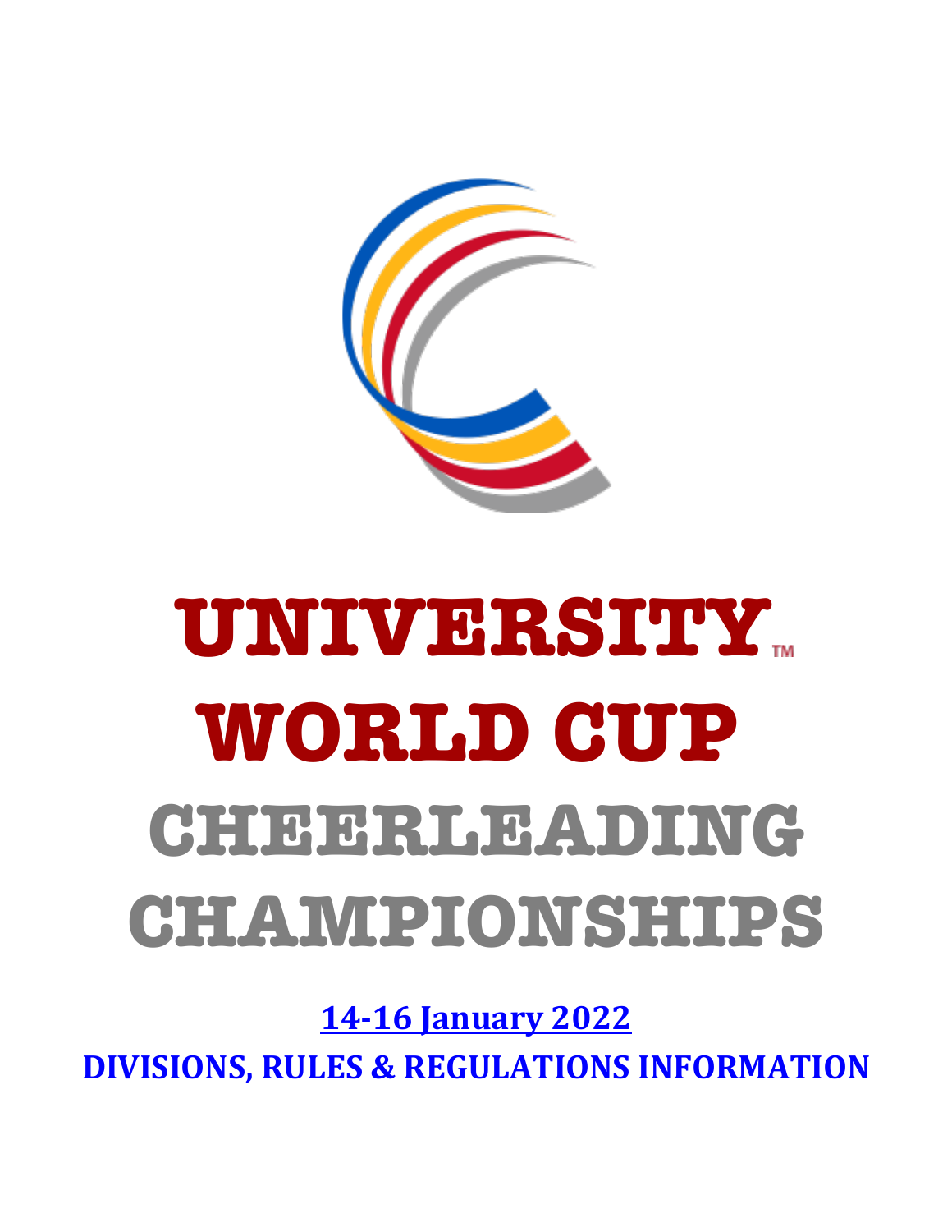# UNIVERSITY™ WORLD CUP

# CHEERLEADING CHAMPIONSHIPS

**14-16 January 2022**

**DIVISIONS, RULES & REGULATIONS INFORMATION**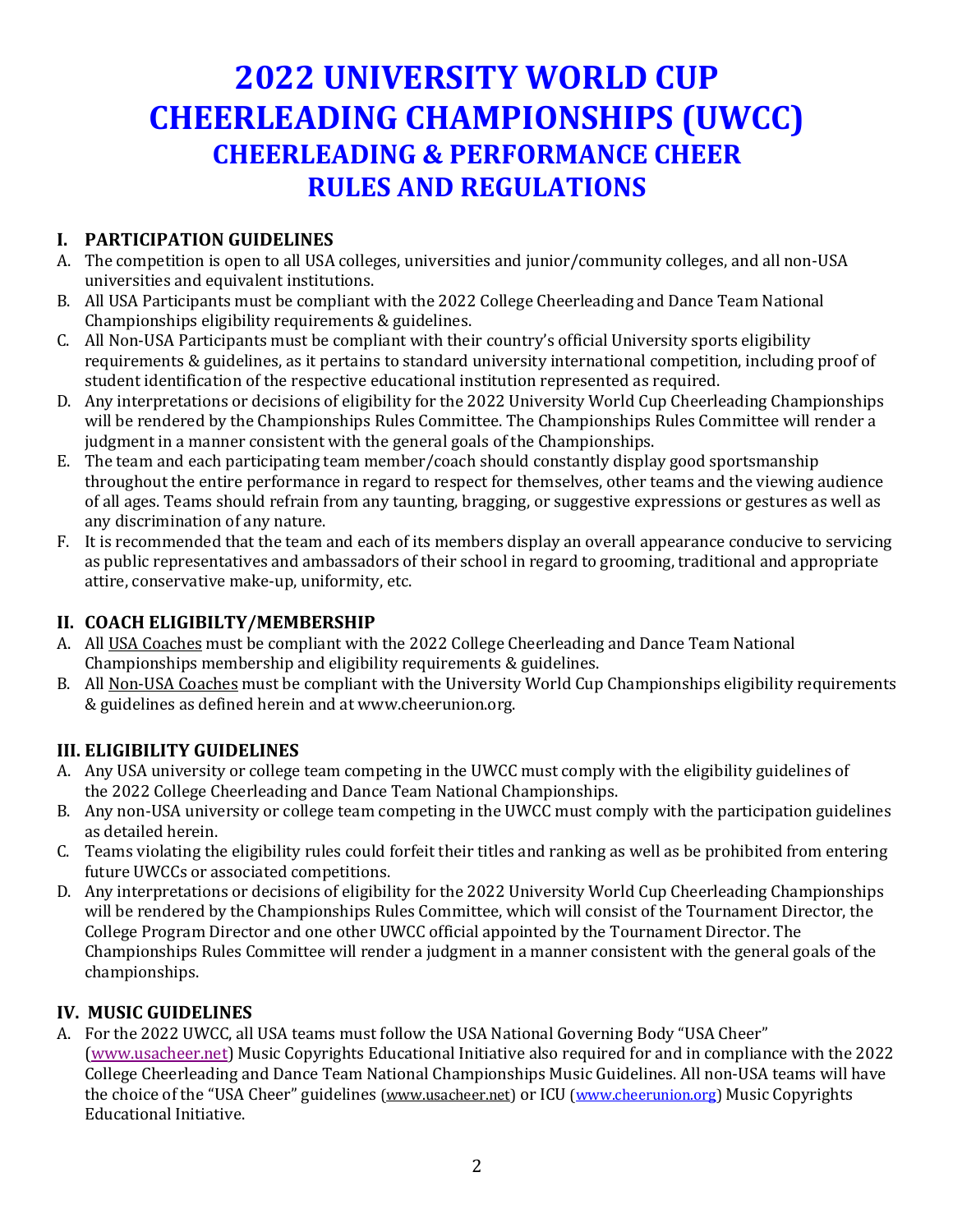# 2022 UNIVERSITY WORLD CUP CHEERLEADING CHAMPIONSHIPS (UWCC)
## CHEERLEADING & PERFORMANCE CHEER RULES AND REGULATIONS

### I. PARTICIPATION GUIDELINES

A. The competition is open to all USA colleges, universities and junior/community colleges, and all non-USA universities and equivalent institutions.

B. All USA Participants must be compliant with the 2022 College Cheerleading and Dance Team National Championships eligibility requirements & guidelines.

C. All Non-USA Participants must be compliant with their country's official University sports eligibility requirements & guidelines, as it pertains to standard university international competition, including proof of student identification of the respective educational institution represented as required.

D. Any interpretations or decisions of eligibility for the 2022 University World Cup Cheerleading Championships will be rendered by the Championships Rules Committee. The Championships Rules Committee will render a judgment in a manner consistent with the general goals of the Championships.

E. The team and each participating team member/coach should constantly display good sportsmanship throughout the entire performance in regard to respect for themselves, other teams and the viewing audience of all ages. Teams should refrain from any taunting, bragging, or suggestive expressions or gestures as well as any discrimination of any nature.

F. It is recommended that the team and each of its members display an overall appearance conducive to servicing as public representatives and ambassadors of their school in regard to grooming, traditional and appropriate attire, conservative make-up, uniformity, etc.

### II. COACH ELIGIBILTY/MEMBERSHIP

A. All USA Coaches must be compliant with the 2022 College Cheerleading and Dance Team National Championships membership and eligibility requirements & guidelines.

B. All Non-USA Coaches must be compliant with the University World Cup Championships eligibility requirements & guidelines as defined herein and at www.cheerunion.org.

### III. ELIGIBILITY GUIDELINES

A. Any USA university or college team competing in the UWCC must comply with the eligibility guidelines of the 2022 College Cheerleading and Dance Team National Championships.

B. Any non-USA university or college team competing in the UWCC must comply with the participation guidelines as detailed herein.

C. Teams violating the eligibility rules could forfeit their titles and ranking as well as be prohibited from entering future UWCCs or associated competitions.

D. Any interpretations or decisions of eligibility for the 2022 University World Cup Cheerleading Championships will be rendered by the Championships Rules Committee, which will consist of the Tournament Director, the College Program Director and one other UWCC official appointed by the Tournament Director. The Championships Rules Committee will render a judgment in a manner consistent with the general goals of the championships.

### IV. MUSIC GUIDELINES

A. For the 2022 UWCC, all USA teams must follow the USA National Governing Body "USA Cheer" (www.usacheer.net) Music Copyrights Educational Initiative also required for and in compliance with the 2022 College Cheerleading and Dance Team National Championships Music Guidelines. All non-USA teams will have the choice of the "USA Cheer" guidelines (www.usacheer.net) or ICU (www.cheerunion.org) Music Copyrights Educational Initiative.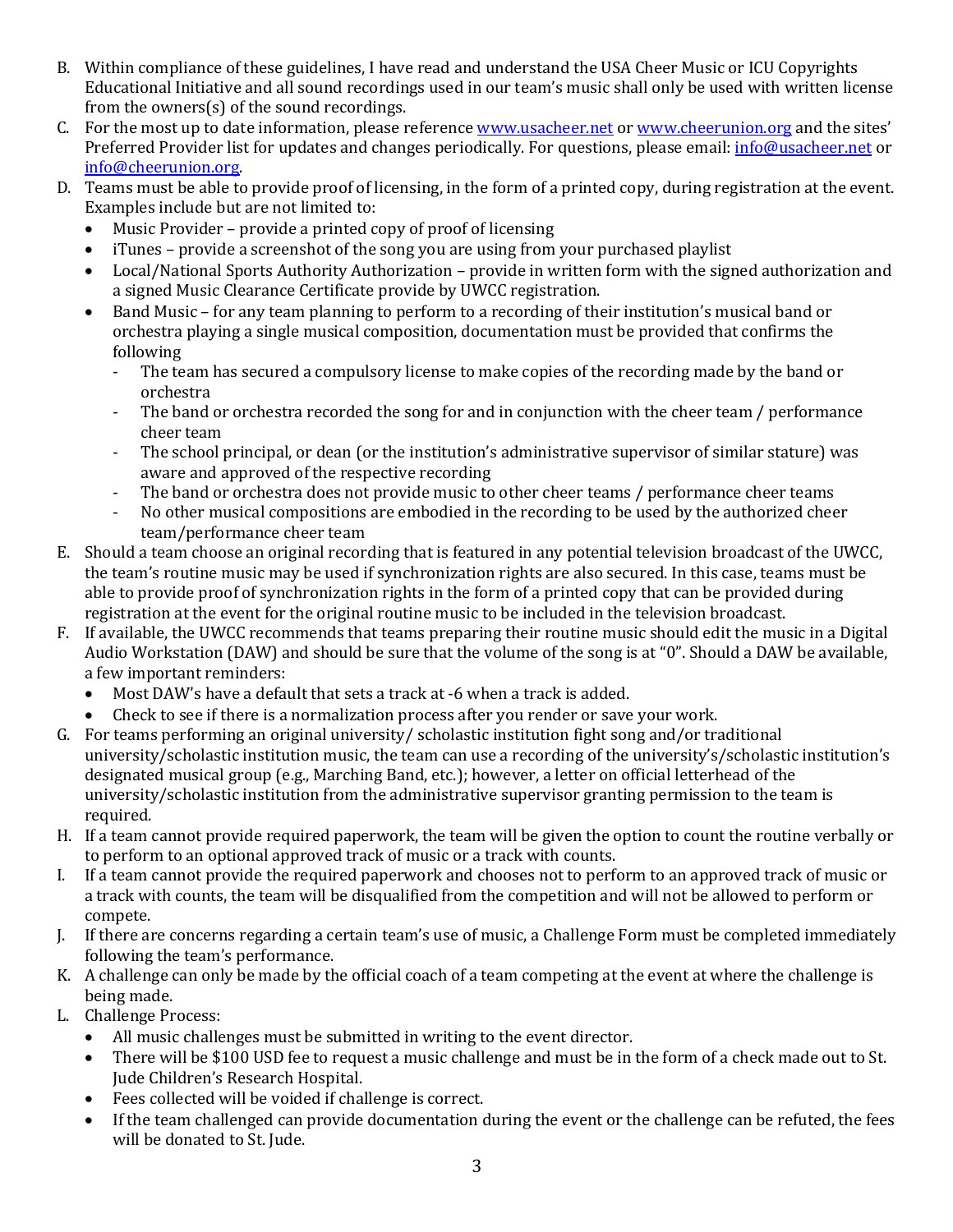B. Within compliance of these guidelines, I have read and understand the USA Cheer Music or ICU Copyrights Educational Initiative and all sound recordings used in our team's music shall only be used with written license from the owners(s) of the sound recordings.

C. For the most up to date information, please reference www.usacheer.net or www.cheerunion.org and the sites' Preferred Provider list for updates and changes periodically. For questions, please email: info@usacheer.net or info@cheerunion.org.

D. Teams must be able to provide proof of licensing, in the form of a printed copy, during registration at the event. Examples include but are not limited to:
   - Music Provider – provide a printed copy of proof of licensing
   - iTunes – provide a screenshot of the song you are using from your purchased playlist
   - Local/National Sports Authority Authorization – provide in written form with the signed authorization and a signed Music Clearance Certificate provide by UWCC registration.
   - Band Music – for any team planning to perform to a recording of their institution's musical band or orchestra playing a single musical composition, documentation must be provided that confirms the following
     - The team has secured a compulsory license to make copies of the recording made by the band or orchestra
     - The band or orchestra recorded the song for and in conjunction with the cheer team / performance cheer team
     - The school principal, or dean (or the institution's administrative supervisor of similar stature) was aware and approved of the respective recording
     - The band or orchestra does not provide music to other cheer teams / performance cheer teams
     - No other musical compositions are embodied in the recording to be used by the authorized cheer team/performance cheer team

E. Should a team choose an original recording that is featured in any potential television broadcast of the UWCC, the team's routine music may be used if synchronization rights are also secured. In this case, teams must be able to provide proof of synchronization rights in the form of a printed copy that can be provided during registration at the event for the original routine music to be included in the television broadcast.

F. If available, the UWCC recommends that teams preparing their routine music should edit the music in a Digital Audio Workstation (DAW) and should be sure that the volume of the song is at "0". Should a DAW be available, a few important reminders:
   - Most DAW's have a default that sets a track at -6 when a track is added.
   - Check to see if there is a normalization process after you render or save your work.

G. For teams performing an original university/ scholastic institution fight song and/or traditional university/scholastic institution music, the team can use a recording of the university's/scholastic institution's designated musical group (e.g., Marching Band, etc.); however, a letter on official letterhead of the university/scholastic institution from the administrative supervisor granting permission to the team is required.

H. If a team cannot provide required paperwork, the team will be given the option to count the routine verbally or to perform to an optional approved track of music or a track with counts.

I. If a team cannot provide the required paperwork and chooses not to perform to an approved track of music or a track with counts, the team will be disqualified from the competition and will not be allowed to perform or compete.

J. If there are concerns regarding a certain team's use of music, a Challenge Form must be completed immediately following the team's performance.

K. A challenge can only be made by the official coach of a team competing at the event at where the challenge is being made.

L. Challenge Process:
   - All music challenges must be submitted in writing to the event director.
   - There will be $100 USD fee to request a music challenge and must be in the form of a check made out to St. Jude Children's Research Hospital.
   - Fees collected will be voided if challenge is correct.
   - If the team challenged can provide documentation during the event or the challenge can be refuted, the fees will be donated to St. Jude.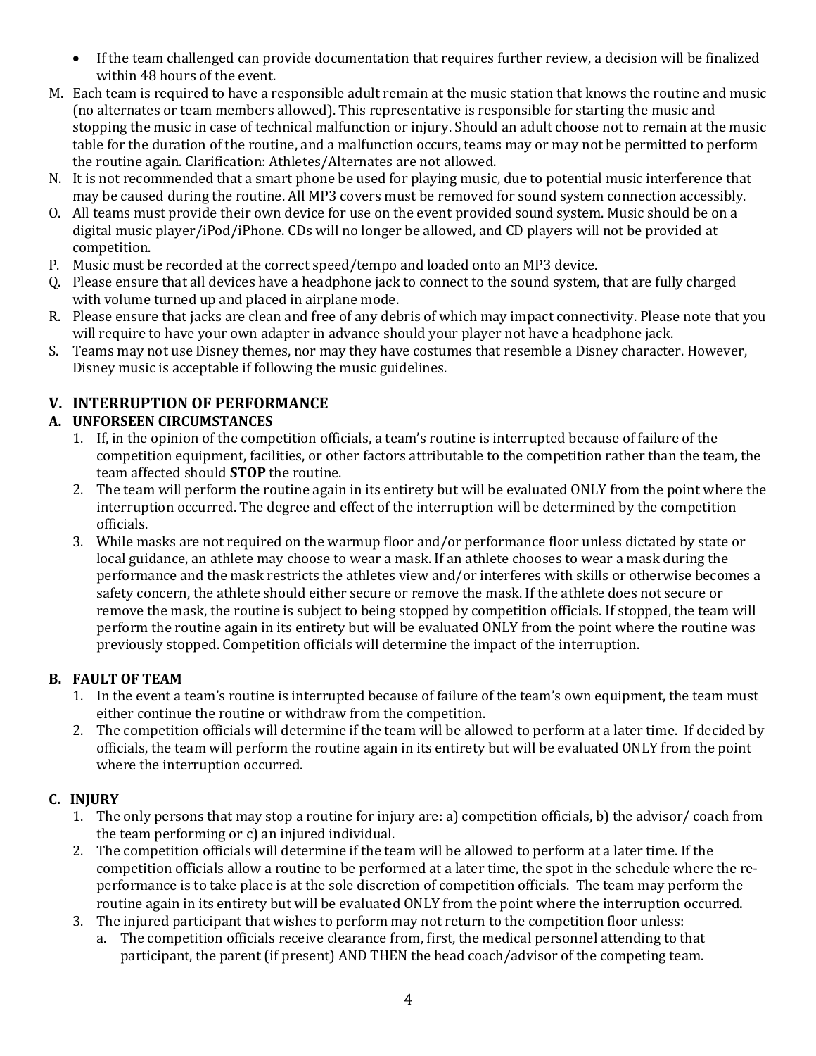- If the team challenged can provide documentation that requires further review, a decision will be finalized within 48 hours of the event.

M. Each team is required to have a responsible adult remain at the music station that knows the routine and music (no alternates or team members allowed). This representative is responsible for starting the music and stopping the music in case of technical malfunction or injury. Should an adult choose not to remain at the music table for the duration of the routine, and a malfunction occurs, teams may or may not be permitted to perform the routine again. Clarification: Athletes/Alternates are not allowed.

N. It is not recommended that a smart phone be used for playing music, due to potential music interference that may be caused during the routine. All MP3 covers must be removed for sound system connection accessibly.

O. All teams must provide their own device for use on the event provided sound system. Music should be on a digital music player/iPod/iPhone. CDs will no longer be allowed, and CD players will not be provided at competition.

P. Music must be recorded at the correct speed/tempo and loaded onto an MP3 device.

Q. Please ensure that all devices have a headphone jack to connect to the sound system, that are fully charged with volume turned up and placed in airplane mode.

R. Please ensure that jacks are clean and free of any debris of which may impact connectivity. Please note that you will require to have your own adapter in advance should your player not have a headphone jack.

S. Teams may not use Disney themes, nor may they have costumes that resemble a Disney character. However, Disney music is acceptable if following the music guidelines.

## V. INTERRUPTION OF PERFORMANCE

### A. UNFORSEEN CIRCUMSTANCES

1. If, in the opinion of the competition officials, a team's routine is interrupted because of failure of the competition equipment, facilities, or other factors attributable to the competition rather than the team, the team affected should **STOP** the routine.
2. The team will perform the routine again in its entirety but will be evaluated ONLY from the point where the interruption occurred. The degree and effect of the interruption will be determined by the competition officials.
3. While masks are not required on the warmup floor and/or performance floor unless dictated by state or local guidance, an athlete may choose to wear a mask. If an athlete chooses to wear a mask during the performance and the mask restricts the athletes view and/or interferes with skills or otherwise becomes a safety concern, the athlete should either secure or remove the mask. If the athlete does not secure or remove the mask, the routine is subject to being stopped by competition officials. If stopped, the team will perform the routine again in its entirety but will be evaluated ONLY from the point where the routine was previously stopped. Competition officials will determine the impact of the interruption.

### B. FAULT OF TEAM

1. In the event a team's routine is interrupted because of failure of the team's own equipment, the team must either continue the routine or withdraw from the competition.
2. The competition officials will determine if the team will be allowed to perform at a later time. If decided by officials, the team will perform the routine again in its entirety but will be evaluated ONLY from the point where the interruption occurred.

### C. INJURY

1. The only persons that may stop a routine for injury are: a) competition officials, b) the advisor/ coach from the team performing or c) an injured individual.
2. The competition officials will determine if the team will be allowed to perform at a later time. If the competition officials allow a routine to be performed at a later time, the spot in the schedule where the re-performance is to take place is at the sole discretion of competition officials. The team may perform the routine again in its entirety but will be evaluated ONLY from the point where the interruption occurred.
3. The injured participant that wishes to perform may not return to the competition floor unless:
   a. The competition officials receive clearance from, first, the medical personnel attending to that participant, the parent (if present) AND THEN the head coach/advisor of the competing team.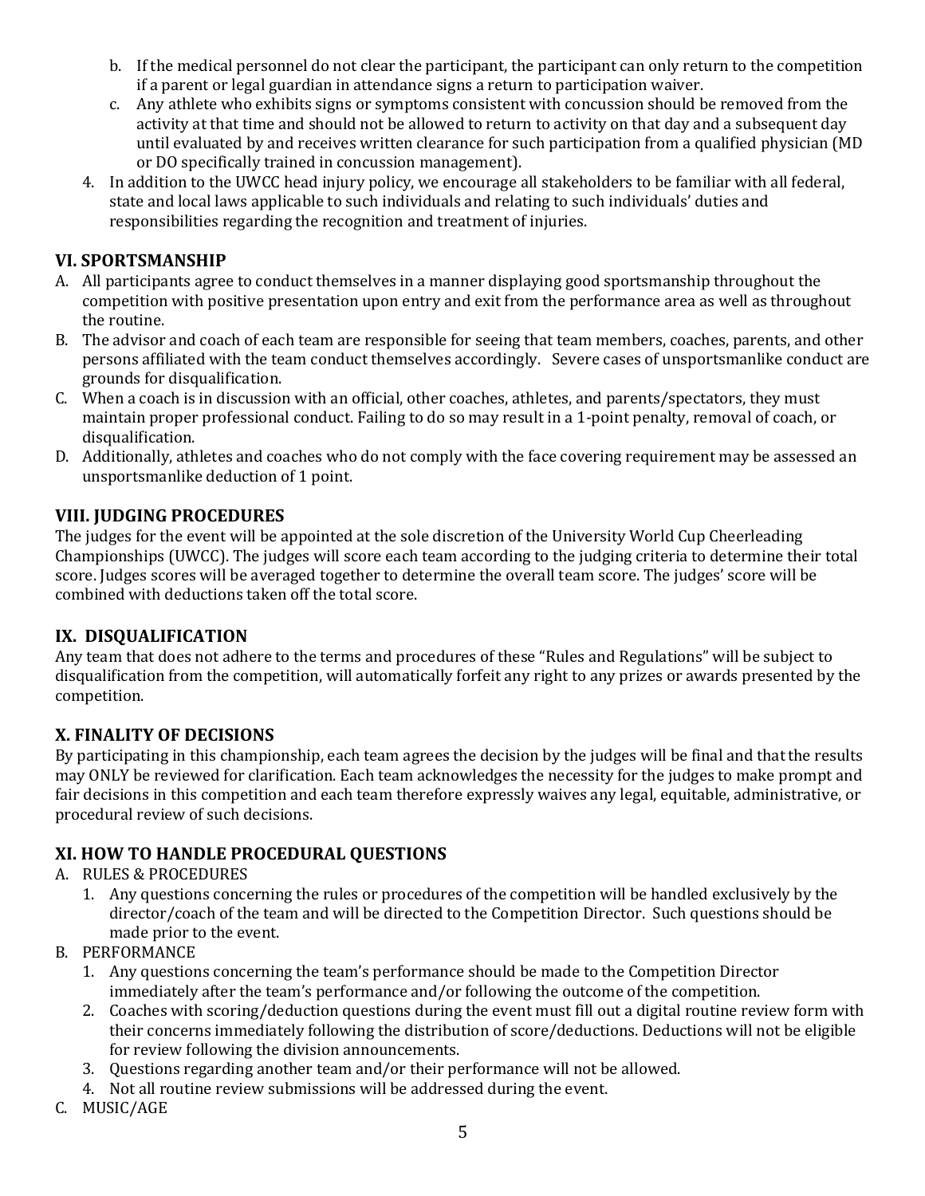b. If the medical personnel do not clear the participant, the participant can only return to the competition if a parent or legal guardian in attendance signs a return to participation waiver.

c. Any athlete who exhibits signs or symptoms consistent with concussion should be removed from the activity at that time and should not be allowed to return to activity on that day and a subsequent day until evaluated by and receives written clearance for such participation from a qualified physician (MD or DO specifically trained in concussion management).

4. In addition to the UWCC head injury policy, we encourage all stakeholders to be familiar with all federal, state and local laws applicable to such individuals and relating to such individuals' duties and responsibilities regarding the recognition and treatment of injuries.

## VI. SPORTSMANSHIP

A. All participants agree to conduct themselves in a manner displaying good sportsmanship throughout the competition with positive presentation upon entry and exit from the performance area as well as throughout the routine.

B. The advisor and coach of each team are responsible for seeing that team members, coaches, parents, and other persons affiliated with the team conduct themselves accordingly. Severe cases of unsportsmanlike conduct are grounds for disqualification.

C. When a coach is in discussion with an official, other coaches, athletes, and parents/spectators, they must maintain proper professional conduct. Failing to do so may result in a 1-point penalty, removal of coach, or disqualification.

D. Additionally, athletes and coaches who do not comply with the face covering requirement may be assessed an unsportsmanlike deduction of 1 point.

## VIII. JUDGING PROCEDURES

The judges for the event will be appointed at the sole discretion of the University World Cup Cheerleading Championships (UWCC). The judges will score each team according to the judging criteria to determine their total score. Judges scores will be averaged together to determine the overall team score. The judges' score will be combined with deductions taken off the total score.

## IX. DISQUALIFICATION

Any team that does not adhere to the terms and procedures of these "Rules and Regulations" will be subject to disqualification from the competition, will automatically forfeit any right to any prizes or awards presented by the competition.

## X. FINALITY OF DECISIONS

By participating in this championship, each team agrees the decision by the judges will be final and that the results may ONLY be reviewed for clarification. Each team acknowledges the necessity for the judges to make prompt and fair decisions in this competition and each team therefore expressly waives any legal, equitable, administrative, or procedural review of such decisions.

## XI. HOW TO HANDLE PROCEDURAL QUESTIONS

A. RULES & PROCEDURES

1. Any questions concerning the rules or procedures of the competition will be handled exclusively by the director/coach of the team and will be directed to the Competition Director. Such questions should be made prior to the event.

B. PERFORMANCE

1. Any questions concerning the team's performance should be made to the Competition Director immediately after the team's performance and/or following the outcome of the competition.
2. Coaches with scoring/deduction questions during the event must fill out a digital routine review form with their concerns immediately following the distribution of score/deductions. Deductions will not be eligible for review following the division announcements.
3. Questions regarding another team and/or their performance will not be allowed.
4. Not all routine review submissions will be addressed during the event.

C. MUSIC/AGE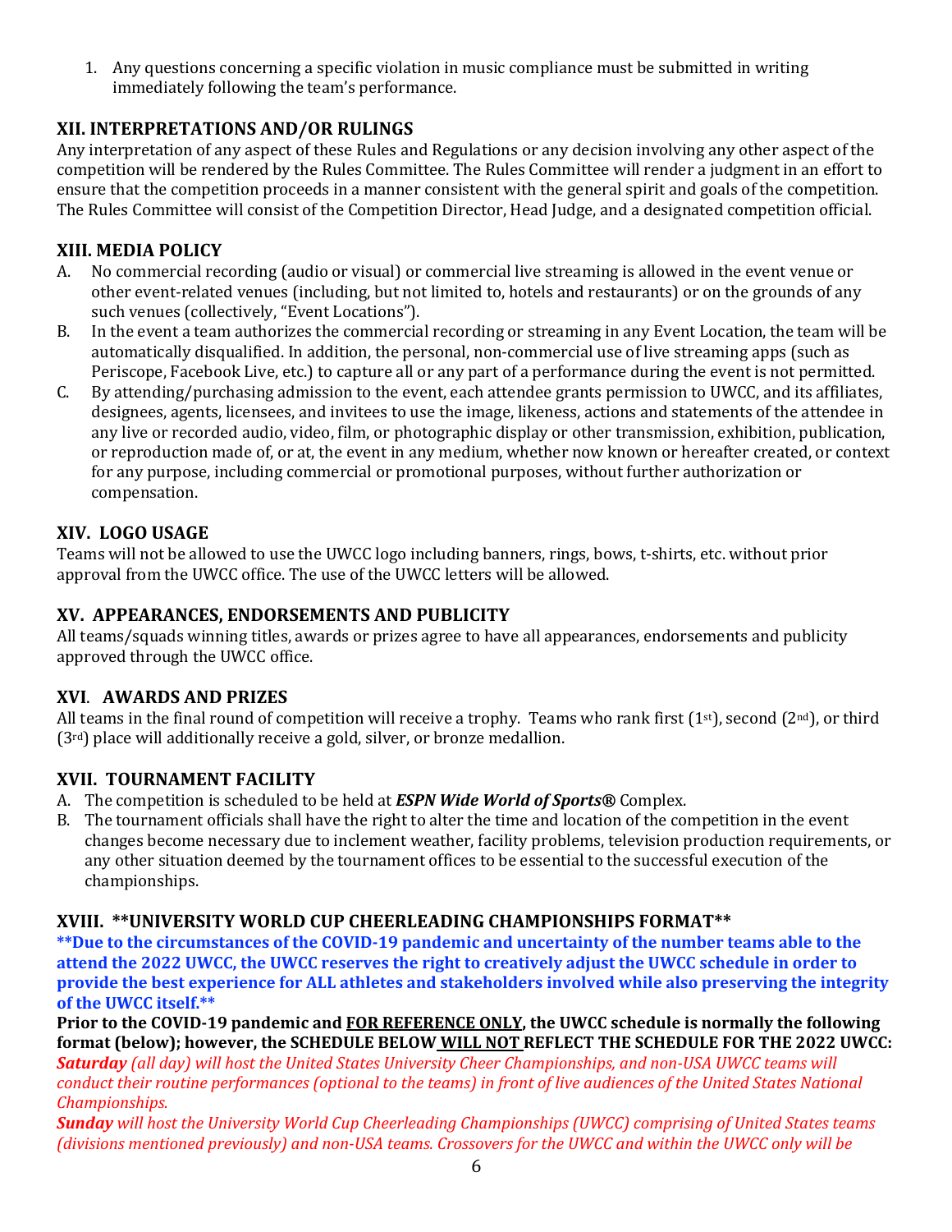1. Any questions concerning a specific violation in music compliance must be submitted in writing immediately following the team's performance.

## XII. INTERPRETATIONS AND/OR RULINGS

Any interpretation of any aspect of these Rules and Regulations or any decision involving any other aspect of the competition will be rendered by the Rules Committee. The Rules Committee will render a judgment in an effort to ensure that the competition proceeds in a manner consistent with the general spirit and goals of the competition. The Rules Committee will consist of the Competition Director, Head Judge, and a designated competition official.

## XIII. MEDIA POLICY

A. No commercial recording (audio or visual) or commercial live streaming is allowed in the event venue or other event-related venues (including, but not limited to, hotels and restaurants) or on the grounds of any such venues (collectively, "Event Locations").

B. In the event a team authorizes the commercial recording or streaming in any Event Location, the team will be automatically disqualified. In addition, the personal, non-commercial use of live streaming apps (such as Periscope, Facebook Live, etc.) to capture all or any part of a performance during the event is not permitted.

C. By attending/purchasing admission to the event, each attendee grants permission to UWCC, and its affiliates, designees, agents, licensees, and invitees to use the image, likeness, actions and statements of the attendee in any live or recorded audio, video, film, or photographic display or other transmission, exhibition, publication, or reproduction made of, or at, the event in any medium, whether now known or hereafter created, or context for any purpose, including commercial or promotional purposes, without further authorization or compensation.

## XIV. LOGO USAGE

Teams will not be allowed to use the UWCC logo including banners, rings, bows, t-shirts, etc. without prior approval from the UWCC office. The use of the UWCC letters will be allowed.

## XV. APPEARANCES, ENDORSEMENTS AND PUBLICITY

All teams/squads winning titles, awards or prizes agree to have all appearances, endorsements and publicity approved through the UWCC office.

## XVI. AWARDS AND PRIZES

All teams in the final round of competition will receive a trophy. Teams who rank first (1st), second (2nd), or third (3rd) place will additionally receive a gold, silver, or bronze medallion.

## XVII. TOURNAMENT FACILITY

A. The competition is scheduled to be held at ***ESPN Wide World of Sports®*** Complex.

B. The tournament officials shall have the right to alter the time and location of the competition in the event changes become necessary due to inclement weather, facility problems, television production requirements, or any other situation deemed by the tournament offices to be essential to the successful execution of the championships.

## XVIII. **UNIVERSITY WORLD CUP CHEERLEADING CHAMPIONSHIPS FORMAT**

****Due to the circumstances of the COVID-19 pandemic and uncertainty of the number teams able to the attend the 2022 UWCC, the UWCC reserves the right to creatively adjust the UWCC schedule in order to provide the best experience for ALL athletes and stakeholders involved while also preserving the integrity of the UWCC itself.****

**Prior to the COVID-19 pandemic and FOR REFERENCE ONLY, the UWCC schedule is normally the following format (below); however, the SCHEDULE BELOW WILL NOT REFLECT THE SCHEDULE FOR THE 2022 UWCC:**

***Saturday*** *(all day) will host the United States University Cheer Championships, and non-USA UWCC teams will conduct their routine performances (optional to the teams) in front of live audiences of the United States National Championships.*

***Sunday*** *will host the University World Cup Cheerleading Championships (UWCC) comprising of United States teams (divisions mentioned previously) and non-USA teams. Crossovers for the UWCC and within the UWCC only will be*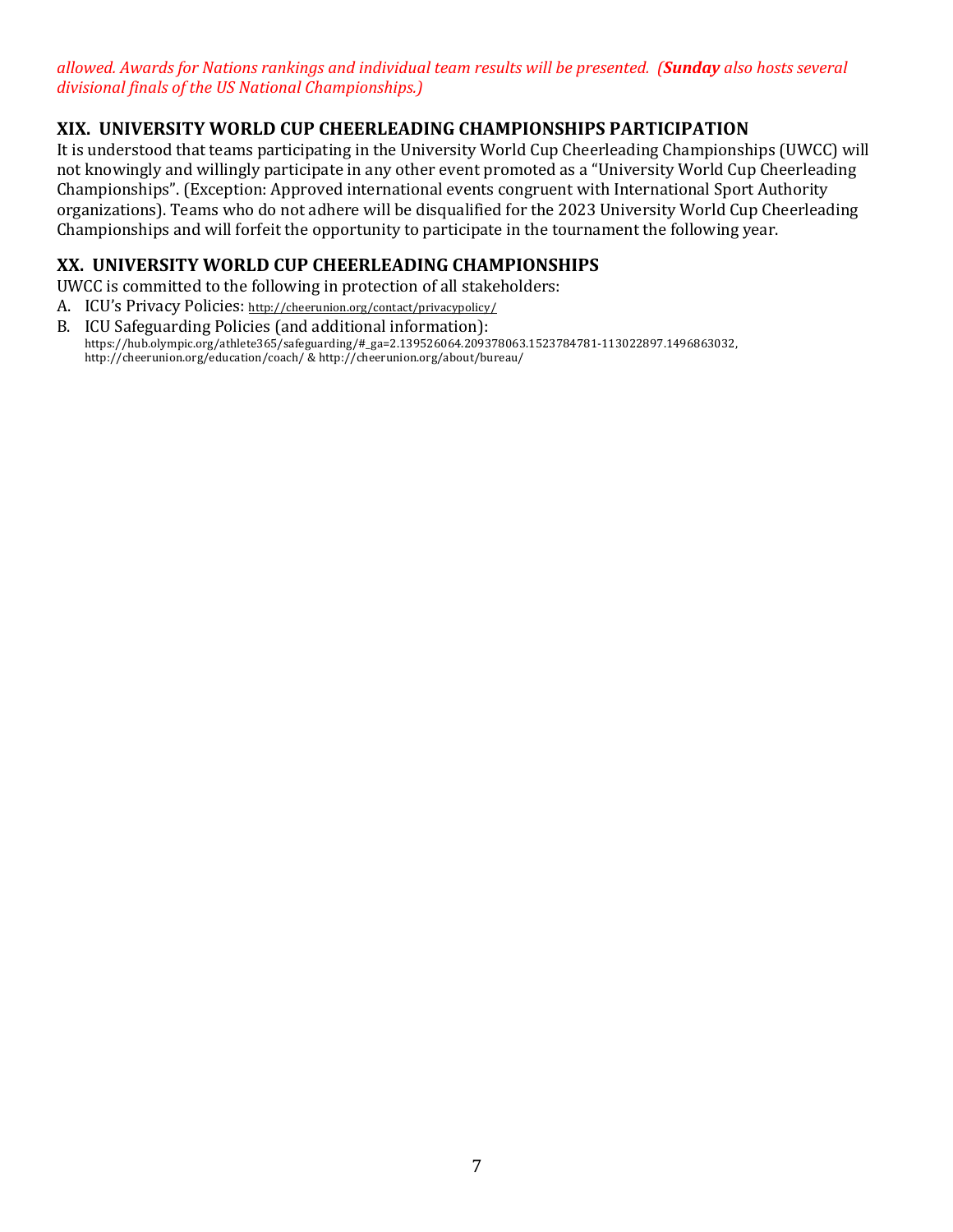*allowed. Awards for Nations rankings and individual team results will be presented. (**Sunday** also hosts several divisional finals of the US National Championships.)*

## XIX. UNIVERSITY WORLD CUP CHEERLEADING CHAMPIONSHIPS PARTICIPATION

It is understood that teams participating in the University World Cup Cheerleading Championships (UWCC) will not knowingly and willingly participate in any other event promoted as a "University World Cup Cheerleading Championships". (Exception: Approved international events congruent with International Sport Authority organizations). Teams who do not adhere will be disqualified for the 2023 University World Cup Cheerleading Championships and will forfeit the opportunity to participate in the tournament the following year.

## XX. UNIVERSITY WORLD CUP CHEERLEADING CHAMPIONSHIPS

UWCC is committed to the following in protection of all stakeholders:

A. ICU's Privacy Policies: http://cheerunion.org/contact/privacypolicy/

B. ICU Safeguarding Policies (and additional information):
https://hub.olympic.org/athlete365/safeguarding/#_ga=2.139526064.209378063.1523784781-113022897.1496863032, http://cheerunion.org/education/coach/ & http://cheerunion.org/about/bureau/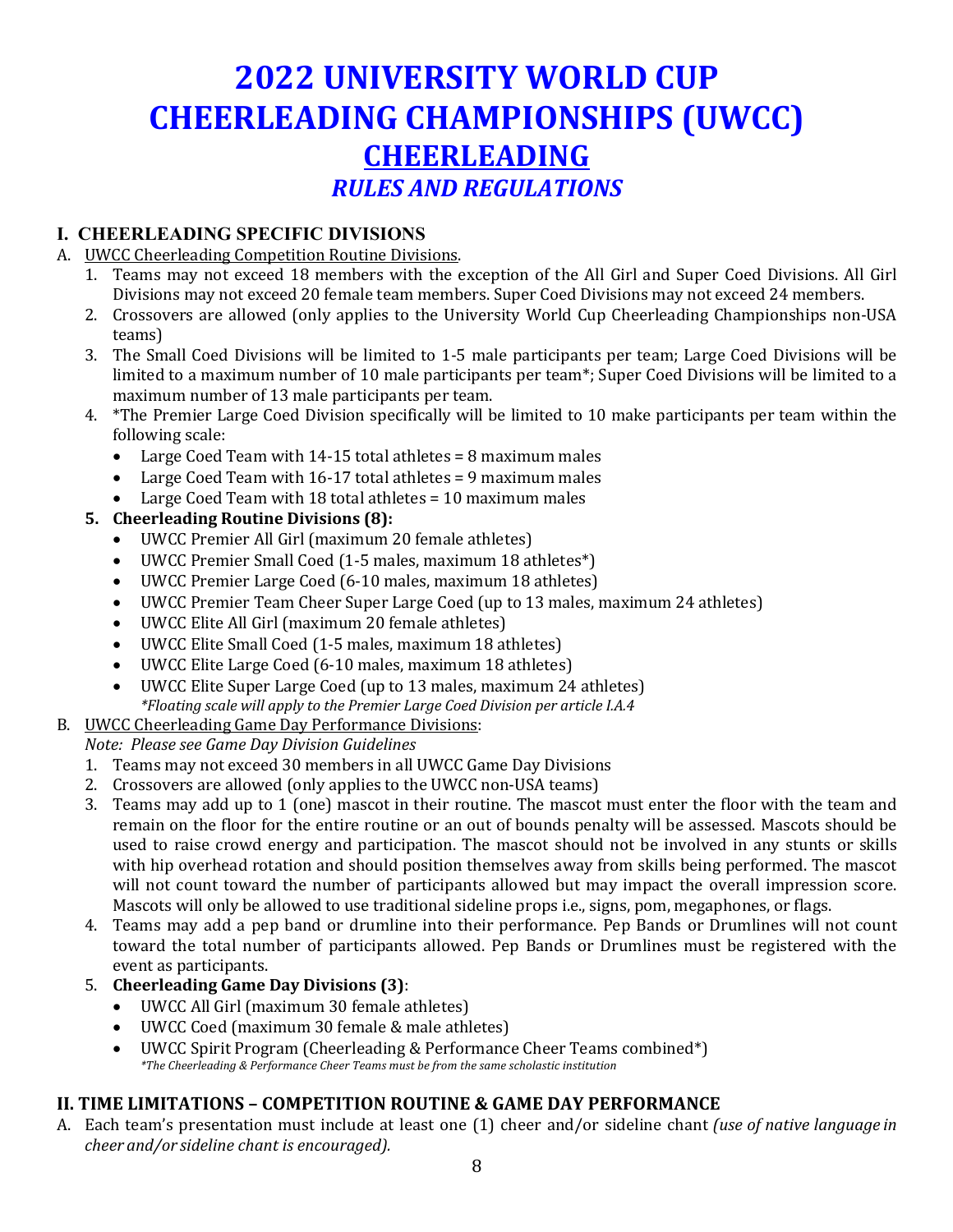# 2022 UNIVERSITY WORLD CUP CHEERLEADING CHAMPIONSHIPS (UWCC)

## CHEERLEADING

### *RULES AND REGULATIONS*

## I. CHEERLEADING SPECIFIC DIVISIONS

A. UWCC Cheerleading Competition Routine Divisions.

1. Teams may not exceed 18 members with the exception of the All Girl and Super Coed Divisions. All Girl Divisions may not exceed 20 female team members. Super Coed Divisions may not exceed 24 members.
2. Crossovers are allowed (only applies to the University World Cup Cheerleading Championships non-USA teams)
3. The Small Coed Divisions will be limited to 1-5 male participants per team; Large Coed Divisions will be limited to a maximum number of 10 male participants per team*; Super Coed Divisions will be limited to a maximum number of 13 male participants per team.
4. *The Premier Large Coed Division specifically will be limited to 10 make participants per team within the following scale:
   - Large Coed Team with 14-15 total athletes = 8 maximum males
   - Large Coed Team with 16-17 total athletes = 9 maximum males
   - Large Coed Team with 18 total athletes = 10 maximum males
5. **Cheerleading Routine Divisions (8):**
   - UWCC Premier All Girl (maximum 20 female athletes)
   - UWCC Premier Small Coed (1-5 males, maximum 18 athletes*)
   - UWCC Premier Large Coed (6-10 males, maximum 18 athletes)
   - UWCC Premier Team Cheer Super Large Coed (up to 13 males, maximum 24 athletes)
   - UWCC Elite All Girl (maximum 20 female athletes)
   - UWCC Elite Small Coed (1-5 males, maximum 18 athletes)
   - UWCC Elite Large Coed (6-10 males, maximum 18 athletes)
   - UWCC Elite Super Large Coed (up to 13 males, maximum 24 athletes)

   *\*Floating scale will apply to the Premier Large Coed Division per article I.A.4*

B. UWCC Cheerleading Game Day Performance Divisions:

*Note: Please see Game Day Division Guidelines*

1. Teams may not exceed 30 members in all UWCC Game Day Divisions
2. Crossovers are allowed (only applies to the UWCC non-USA teams)
3. Teams may add up to 1 (one) mascot in their routine. The mascot must enter the floor with the team and remain on the floor for the entire routine or an out of bounds penalty will be assessed. Mascots should be used to raise crowd energy and participation. The mascot should not be involved in any stunts or skills with hip overhead rotation and should position themselves away from skills being performed. The mascot will not count toward the number of participants allowed but may impact the overall impression score. Mascots will only be allowed to use traditional sideline props i.e., signs, pom, megaphones, or flags.
4. Teams may add a pep band or drumline into their performance. Pep Bands or Drumlines will not count toward the total number of participants allowed. Pep Bands or Drumlines must be registered with the event as participants.
5. **Cheerleading Game Day Divisions (3)**:
   - UWCC All Girl (maximum 30 female athletes)
   - UWCC Coed (maximum 30 female & male athletes)
   - UWCC Spirit Program (Cheerleading & Performance Cheer Teams combined*)

   *\*The Cheerleading & Performance Cheer Teams must be from the same scholastic institution*

## II. TIME LIMITATIONS – COMPETITION ROUTINE & GAME DAY PERFORMANCE

A. Each team's presentation must include at least one (1) cheer and/or sideline chant *(use of native language in cheer and/or sideline chant is encouraged).*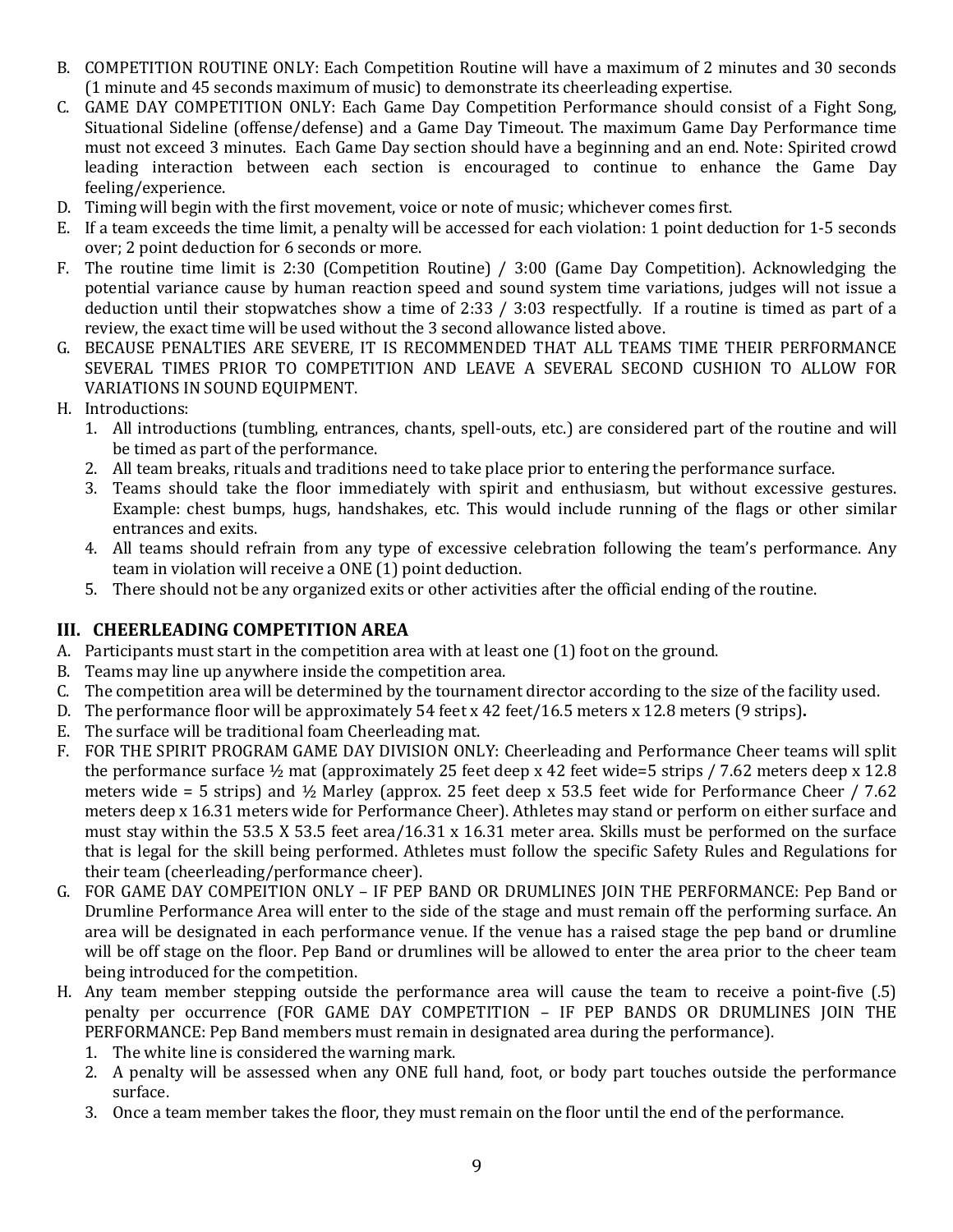B. COMPETITION ROUTINE ONLY: Each Competition Routine will have a maximum of 2 minutes and 30 seconds (1 minute and 45 seconds maximum of music) to demonstrate its cheerleading expertise.
C. GAME DAY COMPETITION ONLY: Each Game Day Competition Performance should consist of a Fight Song, Situational Sideline (offense/defense) and a Game Day Timeout. The maximum Game Day Performance time must not exceed 3 minutes. Each Game Day section should have a beginning and an end. Note: Spirited crowd leading interaction between each section is encouraged to continue to enhance the Game Day feeling/experience.
D. Timing will begin with the first movement, voice or note of music; whichever comes first.
E. If a team exceeds the time limit, a penalty will be accessed for each violation: 1 point deduction for 1-5 seconds over; 2 point deduction for 6 seconds or more.
F. The routine time limit is 2:30 (Competition Routine) / 3:00 (Game Day Competition). Acknowledging the potential variance cause by human reaction speed and sound system time variations, judges will not issue a deduction until their stopwatches show a time of 2:33 / 3:03 respectfully. If a routine is timed as part of a review, the exact time will be used without the 3 second allowance listed above.
G. BECAUSE PENALTIES ARE SEVERE, IT IS RECOMMENDED THAT ALL TEAMS TIME THEIR PERFORMANCE SEVERAL TIMES PRIOR TO COMPETITION AND LEAVE A SEVERAL SECOND CUSHION TO ALLOW FOR VARIATIONS IN SOUND EQUIPMENT.
H. Introductions:
   1. All introductions (tumbling, entrances, chants, spell-outs, etc.) are considered part of the routine and will be timed as part of the performance.
   2. All team breaks, rituals and traditions need to take place prior to entering the performance surface.
   3. Teams should take the floor immediately with spirit and enthusiasm, but without excessive gestures. Example: chest bumps, hugs, handshakes, etc. This would include running of the flags or other similar entrances and exits.
   4. All teams should refrain from any type of excessive celebration following the team's performance. Any team in violation will receive a ONE (1) point deduction.
   5. There should not be any organized exits or other activities after the official ending of the routine.

## III. CHEERLEADING COMPETITION AREA

A. Participants must start in the competition area with at least one (1) foot on the ground.
B. Teams may line up anywhere inside the competition area.
C. The competition area will be determined by the tournament director according to the size of the facility used.
D. The performance floor will be approximately 54 feet x 42 feet/16.5 meters x 12.8 meters (9 strips)**.**
E. The surface will be traditional foam Cheerleading mat.
F. FOR THE SPIRIT PROGRAM GAME DAY DIVISION ONLY: Cheerleading and Performance Cheer teams will split the performance surface ½ mat (approximately 25 feet deep x 42 feet wide=5 strips / 7.62 meters deep x 12.8 meters wide = 5 strips) and ½ Marley (approx. 25 feet deep x 53.5 feet wide for Performance Cheer / 7.62 meters deep x 16.31 meters wide for Performance Cheer). Athletes may stand or perform on either surface and must stay within the 53.5 X 53.5 feet area/16.31 x 16.31 meter area. Skills must be performed on the surface that is legal for the skill being performed. Athletes must follow the specific Safety Rules and Regulations for their team (cheerleading/performance cheer).
G. FOR GAME DAY COMPEITION ONLY – IF PEP BAND OR DRUMLINES JOIN THE PERFORMANCE: Pep Band or Drumline Performance Area will enter to the side of the stage and must remain off the performing surface. An area will be designated in each performance venue. If the venue has a raised stage the pep band or drumline will be off stage on the floor. Pep Band or drumlines will be allowed to enter the area prior to the cheer team being introduced for the competition.
H. Any team member stepping outside the performance area will cause the team to receive a point-five (.5) penalty per occurrence (FOR GAME DAY COMPETITION – IF PEP BANDS OR DRUMLINES JOIN THE PERFORMANCE: Pep Band members must remain in designated area during the performance).
   1. The white line is considered the warning mark.
   2. A penalty will be assessed when any ONE full hand, foot, or body part touches outside the performance surface.
   3. Once a team member takes the floor, they must remain on the floor until the end of the performance.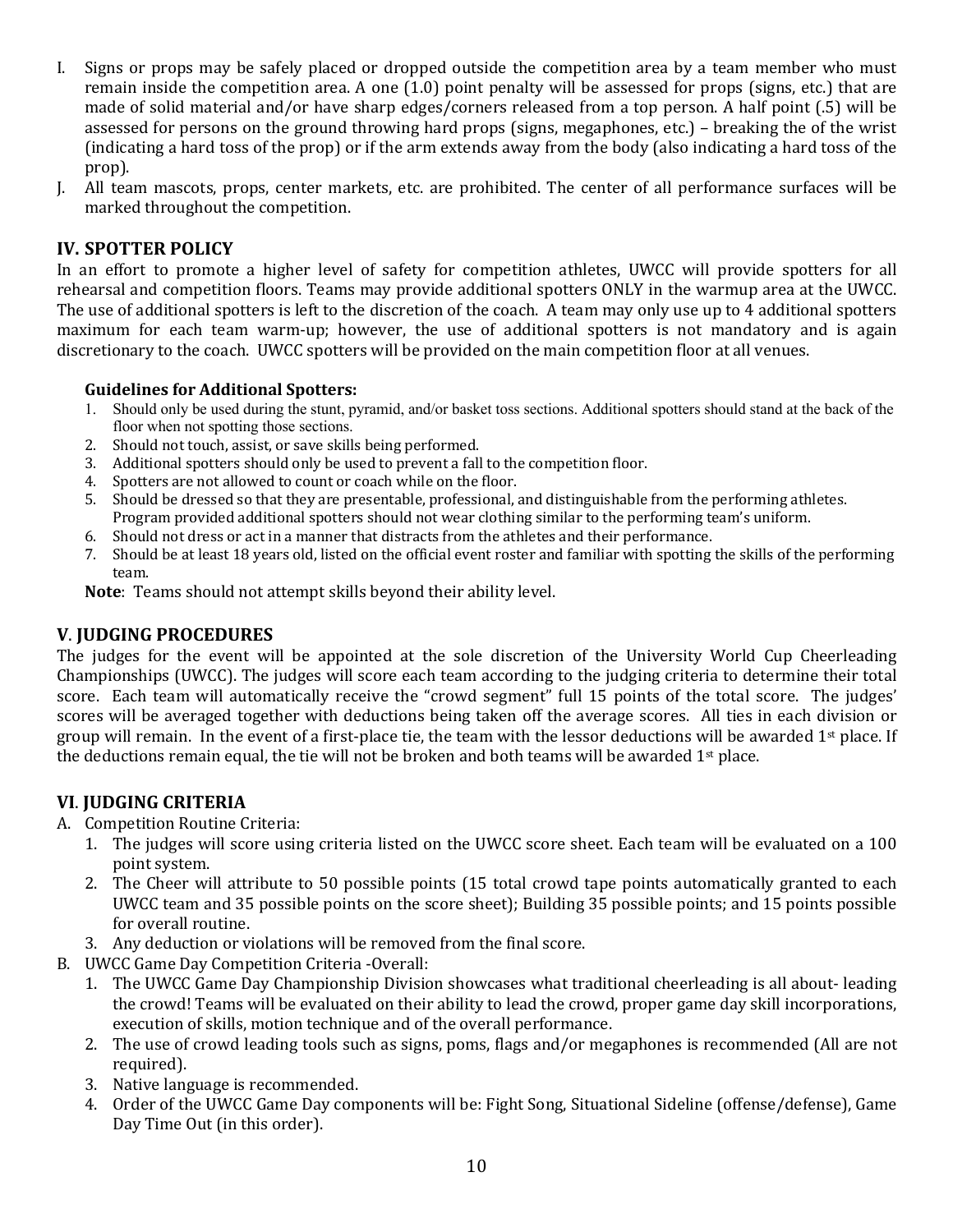I. Signs or props may be safely placed or dropped outside the competition area by a team member who must remain inside the competition area. A one (1.0) point penalty will be assessed for props (signs, etc.) that are made of solid material and/or have sharp edges/corners released from a top person. A half point (.5) will be assessed for persons on the ground throwing hard props (signs, megaphones, etc.) – breaking the of the wrist (indicating a hard toss of the prop) or if the arm extends away from the body (also indicating a hard toss of the prop).

J. All team mascots, props, center markets, etc. are prohibited. The center of all performance surfaces will be marked throughout the competition.

## IV. SPOTTER POLICY

In an effort to promote a higher level of safety for competition athletes, UWCC will provide spotters for all rehearsal and competition floors. Teams may provide additional spotters ONLY in the warmup area at the UWCC. The use of additional spotters is left to the discretion of the coach. A team may only use up to 4 additional spotters maximum for each team warm-up; however, the use of additional spotters is not mandatory and is again discretionary to the coach. UWCC spotters will be provided on the main competition floor at all venues.

**Guidelines for Additional Spotters:**

1. Should only be used during the stunt, pyramid, and/or basket toss sections. Additional spotters should stand at the back of the floor when not spotting those sections.
2. Should not touch, assist, or save skills being performed.
3. Additional spotters should only be used to prevent a fall to the competition floor.
4. Spotters are not allowed to count or coach while on the floor.
5. Should be dressed so that they are presentable, professional, and distinguishable from the performing athletes. Program provided additional spotters should not wear clothing similar to the performing team's uniform.
6. Should not dress or act in a manner that distracts from the athletes and their performance.
7. Should be at least 18 years old, listed on the official event roster and familiar with spotting the skills of the performing team.

**Note**: Teams should not attempt skills beyond their ability level.

## V. JUDGING PROCEDURES

The judges for the event will be appointed at the sole discretion of the University World Cup Cheerleading Championships (UWCC). The judges will score each team according to the judging criteria to determine their total score. Each team will automatically receive the "crowd segment" full 15 points of the total score. The judges' scores will be averaged together with deductions being taken off the average scores. All ties in each division or group will remain. In the event of a first-place tie, the team with the lessor deductions will be awarded 1st place. If the deductions remain equal, the tie will not be broken and both teams will be awarded 1st place.

## VI. JUDGING CRITERIA

A. Competition Routine Criteria:

1. The judges will score using criteria listed on the UWCC score sheet. Each team will be evaluated on a 100 point system.
2. The Cheer will attribute to 50 possible points (15 total crowd tape points automatically granted to each UWCC team and 35 possible points on the score sheet); Building 35 possible points; and 15 points possible for overall routine.
3. Any deduction or violations will be removed from the final score.

B. UWCC Game Day Competition Criteria -Overall:

1. The UWCC Game Day Championship Division showcases what traditional cheerleading is all about- leading the crowd! Teams will be evaluated on their ability to lead the crowd, proper game day skill incorporations, execution of skills, motion technique and of the overall performance.
2. The use of crowd leading tools such as signs, poms, flags and/or megaphones is recommended (All are not required).
3. Native language is recommended.
4. Order of the UWCC Game Day components will be: Fight Song, Situational Sideline (offense/defense), Game Day Time Out (in this order).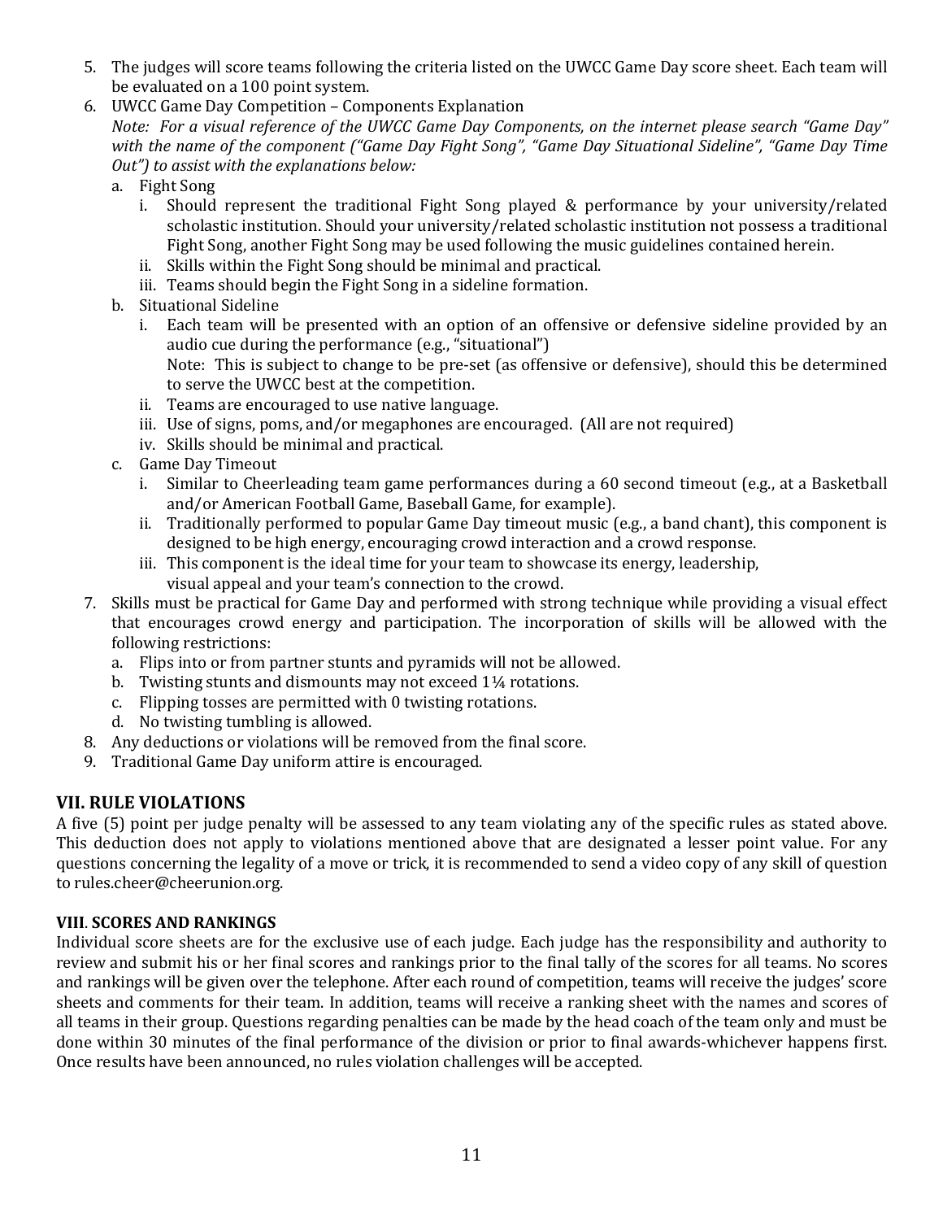5. The judges will score teams following the criteria listed on the UWCC Game Day score sheet. Each team will be evaluated on a 100 point system.
6. UWCC Game Day Competition – Components Explanation
   *Note: For a visual reference of the UWCC Game Day Components, on the internet please search "Game Day" with the name of the component ("Game Day Fight Song", "Game Day Situational Sideline", "Game Day Time Out") to assist with the explanations below:*
   a. Fight Song
      i. Should represent the traditional Fight Song played & performance by your university/related scholastic institution. Should your university/related scholastic institution not possess a traditional Fight Song, another Fight Song may be used following the music guidelines contained herein.
      ii. Skills within the Fight Song should be minimal and practical.
      iii. Teams should begin the Fight Song in a sideline formation.
   b. Situational Sideline
      i. Each team will be presented with an option of an offensive or defensive sideline provided by an audio cue during the performance (e.g., "situational")
         Note: This is subject to change to be pre-set (as offensive or defensive), should this be determined to serve the UWCC best at the competition.
      ii. Teams are encouraged to use native language.
      iii. Use of signs, poms, and/or megaphones are encouraged. (All are not required)
      iv. Skills should be minimal and practical.
   c. Game Day Timeout
      i. Similar to Cheerleading team game performances during a 60 second timeout (e.g., at a Basketball and/or American Football Game, Baseball Game, for example).
      ii. Traditionally performed to popular Game Day timeout music (e.g., a band chant), this component is designed to be high energy, encouraging crowd interaction and a crowd response.
      iii. This component is the ideal time for your team to showcase its energy, leadership, visual appeal and your team's connection to the crowd.
7. Skills must be practical for Game Day and performed with strong technique while providing a visual effect that encourages crowd energy and participation. The incorporation of skills will be allowed with the following restrictions:
   a. Flips into or from partner stunts and pyramids will not be allowed.
   b. Twisting stunts and dismounts may not exceed 1¼ rotations.
   c. Flipping tosses are permitted with 0 twisting rotations.
   d. No twisting tumbling is allowed.
8. Any deductions or violations will be removed from the final score.
9. Traditional Game Day uniform attire is encouraged.

## VII. RULE VIOLATIONS

A five (5) point per judge penalty will be assessed to any team violating any of the specific rules as stated above. This deduction does not apply to violations mentioned above that are designated a lesser point value. For any questions concerning the legality of a move or trick, it is recommended to send a video copy of any skill of question to rules.cheer@cheerunion.org.

## VIII. SCORES AND RANKINGS

Individual score sheets are for the exclusive use of each judge. Each judge has the responsibility and authority to review and submit his or her final scores and rankings prior to the final tally of the scores for all teams. No scores and rankings will be given over the telephone. After each round of competition, teams will receive the judges' score sheets and comments for their team. In addition, teams will receive a ranking sheet with the names and scores of all teams in their group. Questions regarding penalties can be made by the head coach of the team only and must be done within 30 minutes of the final performance of the division or prior to final awards-whichever happens first. Once results have been announced, no rules violation challenges will be accepted.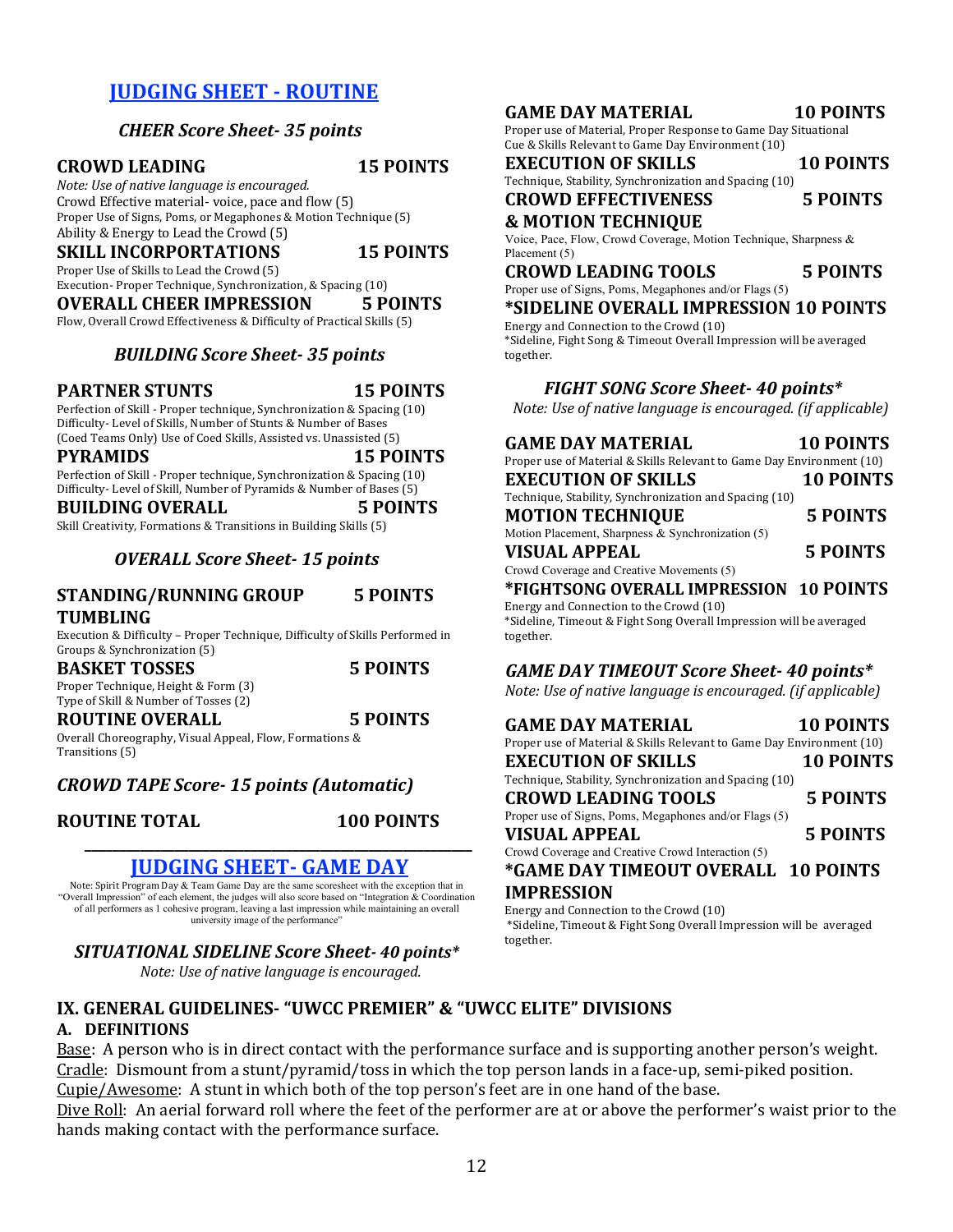## JUDGING SHEET - ROUTINE

### *CHEER Score Sheet- 35 points*

**CROWD LEADING — 15 POINTS**

*Note: Use of native language is encouraged.*

Crowd Effective material- voice, pace and flow (5)
Proper Use of Signs, Poms, or Megaphones & Motion Technique (5)
Ability & Energy to Lead the Crowd (5)

**SKILL INCORPORTATIONS — 15 POINTS**

Proper Use of Skills to Lead the Crowd (5)
Execution- Proper Technique, Synchronization, & Spacing (10)

**OVERALL CHEER IMPRESSION — 5 POINTS**

Flow, Overall Crowd Effectiveness & Difficulty of Practical Skills (5)

### *BUILDING Score Sheet- 35 points*

**PARTNER STUNTS — 15 POINTS**

Perfection of Skill - Proper technique, Synchronization & Spacing (10)
Difficulty- Level of Skills, Number of Stunts & Number of Bases
(Coed Teams Only) Use of Coed Skills, Assisted vs. Unassisted (5)

**PYRAMIDS — 15 POINTS**

Perfection of Skill - Proper technique, Synchronization & Spacing (10)
Difficulty- Level of Skill, Number of Pyramids & Number of Bases (5)

**BUILDING OVERALL — 5 POINTS**

Skill Creativity, Formations & Transitions in Building Skills (5)

### *OVERALL Score Sheet- 15 points*

**STANDING/RUNNING GROUP TUMBLING — 5 POINTS**

Execution & Difficulty – Proper Technique, Difficulty of Skills Performed in Groups & Synchronization (5)

**BASKET TOSSES — 5 POINTS**

Proper Technique, Height & Form (3)
Type of Skill & Number of Tosses (2)

**ROUTINE OVERALL — 5 POINTS**

Overall Choreography, Visual Appeal, Flow, Formations & Transitions (5)

### *CROWD TAPE Score- 15 points (Automatic)*

**ROUTINE TOTAL — 100 POINTS**

---

## JUDGING SHEET- GAME DAY

Note: Spirit Program Day & Team Game Day are the same scoresheet with the exception that in "Overall Impression" of each element, the judges will also score based on "Integration & Coordination of all performers as 1 cohesive program, leaving a last impression while maintaining an overall university image of the performance"

### *SITUATIONAL SIDELINE Score Sheet- 40 points**

*Note: Use of native language is encouraged.*

**GAME DAY MATERIAL — 10 POINTS**

Proper use of Material, Proper Response to Game Day Situational Cue & Skills Relevant to Game Day Environment (10)

**EXECUTION OF SKILLS — 10 POINTS**

Technique, Stability, Synchronization and Spacing (10)

**CROWD EFFECTIVENESS & MOTION TECHNIQUE — 5 POINTS**

Voice, Pace, Flow, Crowd Coverage, Motion Technique, Sharpness & Placement (5)

**CROWD LEADING TOOLS — 5 POINTS**

Proper use of Signs, Poms, Megaphones and/or Flags (5)

**\*SIDELINE OVERALL IMPRESSION — 10 POINTS**

Energy and Connection to the Crowd (10)
*Sideline, Fight Song & Timeout Overall Impression will be averaged together.

### *FIGHT SONG Score Sheet- 40 points**

*Note: Use of native language is encouraged. (if applicable)*

**GAME DAY MATERIAL — 10 POINTS**

Proper use of Material & Skills Relevant to Game Day Environment (10)

**EXECUTION OF SKILLS — 10 POINTS**

Technique, Stability, Synchronization and Spacing (10)

**MOTION TECHNIQUE — 5 POINTS**

Motion Placement, Sharpness & Synchronization (5)

**VISUAL APPEAL — 5 POINTS**

Crowd Coverage and Creative Movements (5)

**\*FIGHTSONG OVERALL IMPRESSION — 10 POINTS**

Energy and Connection to the Crowd (10)
*Sideline, Timeout & Fight Song Overall Impression will be averaged together.

### *GAME DAY TIMEOUT Score Sheet- 40 points**

*Note: Use of native language is encouraged. (if applicable)*

**GAME DAY MATERIAL — 10 POINTS**

Proper use of Material & Skills Relevant to Game Day Environment (10)

**EXECUTION OF SKILLS — 10 POINTS**

Technique, Stability, Synchronization and Spacing (10)

**CROWD LEADING TOOLS — 5 POINTS**

Proper use of Signs, Poms, Megaphones and/or Flags (5)

**VISUAL APPEAL — 5 POINTS**

Crowd Coverage and Creative Crowd Interaction (5)

**\*GAME DAY TIMEOUT OVERALL IMPRESSION — 10 POINTS**

Energy and Connection to the Crowd (10)
*Sideline, Timeout & Fight Song Overall Impression will be averaged together.

## IX. GENERAL GUIDELINES- "UWCC PREMIER" & "UWCC ELITE" DIVISIONS

### A. DEFINITIONS

Base: A person who is in direct contact with the performance surface and is supporting another person's weight.

Cradle: Dismount from a stunt/pyramid/toss in which the top person lands in a face-up, semi-piked position.

Cupie/Awesome: A stunt in which both of the top person's feet are in one hand of the base.

Dive Roll: An aerial forward roll where the feet of the performer are at or above the performer's waist prior to the hands making contact with the performance surface.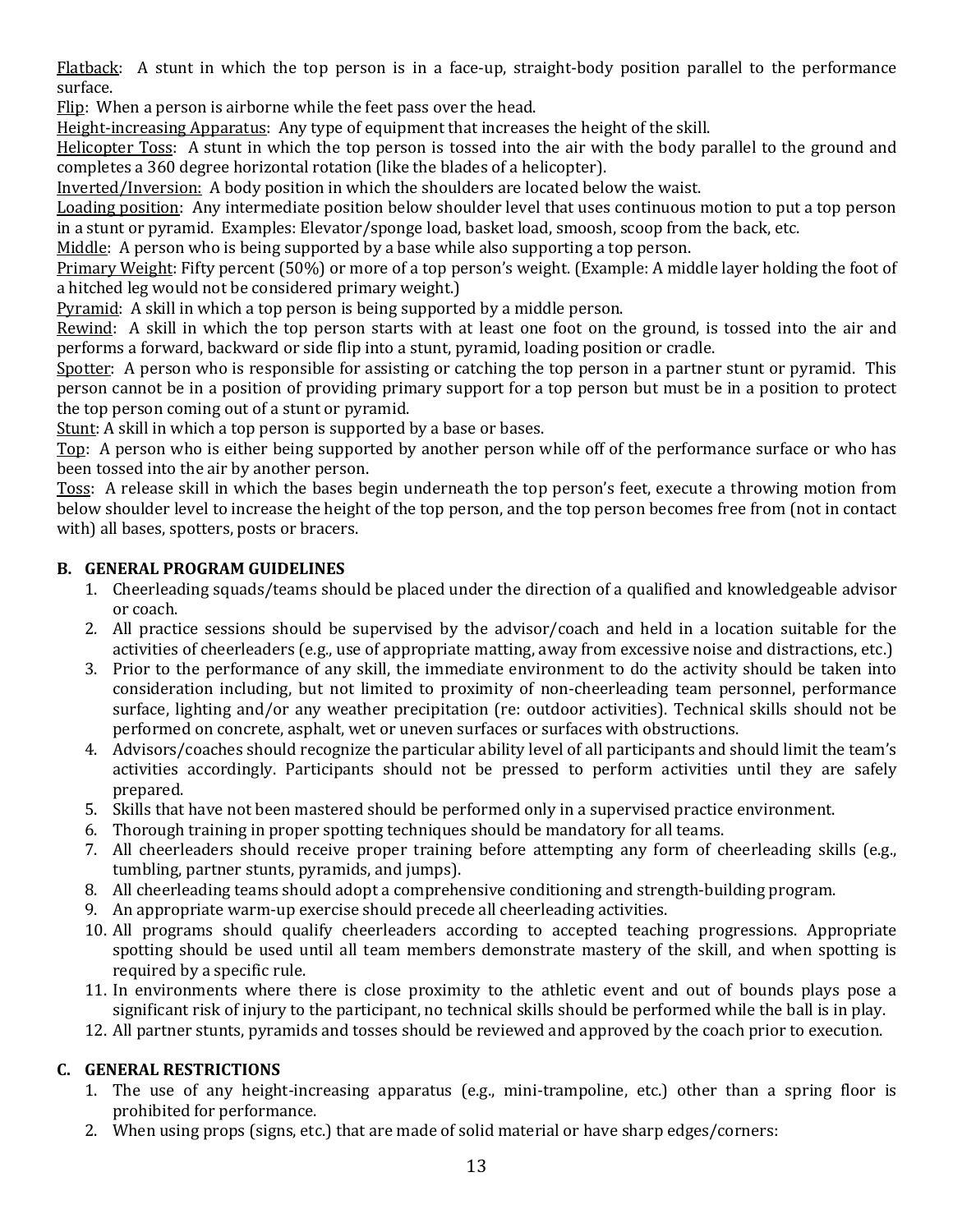Flatback: A stunt in which the top person is in a face-up, straight-body position parallel to the performance surface.

Flip: When a person is airborne while the feet pass over the head.

Height-increasing Apparatus: Any type of equipment that increases the height of the skill.

Helicopter Toss: A stunt in which the top person is tossed into the air with the body parallel to the ground and completes a 360 degree horizontal rotation (like the blades of a helicopter).

Inverted/Inversion: A body position in which the shoulders are located below the waist.

Loading position: Any intermediate position below shoulder level that uses continuous motion to put a top person in a stunt or pyramid. Examples: Elevator/sponge load, basket load, smoosh, scoop from the back, etc.

Middle: A person who is being supported by a base while also supporting a top person.

Primary Weight: Fifty percent (50%) or more of a top person's weight. (Example: A middle layer holding the foot of a hitched leg would not be considered primary weight.)

Pyramid: A skill in which a top person is being supported by a middle person.

Rewind: A skill in which the top person starts with at least one foot on the ground, is tossed into the air and performs a forward, backward or side flip into a stunt, pyramid, loading position or cradle.

Spotter: A person who is responsible for assisting or catching the top person in a partner stunt or pyramid. This person cannot be in a position of providing primary support for a top person but must be in a position to protect the top person coming out of a stunt or pyramid.

Stunt: A skill in which a top person is supported by a base or bases.

Top: A person who is either being supported by another person while off of the performance surface or who has been tossed into the air by another person.

Toss: A release skill in which the bases begin underneath the top person's feet, execute a throwing motion from below shoulder level to increase the height of the top person, and the top person becomes free from (not in contact with) all bases, spotters, posts or bracers.

## B. GENERAL PROGRAM GUIDELINES

1. Cheerleading squads/teams should be placed under the direction of a qualified and knowledgeable advisor or coach.
2. All practice sessions should be supervised by the advisor/coach and held in a location suitable for the activities of cheerleaders (e.g., use of appropriate matting, away from excessive noise and distractions, etc.)
3. Prior to the performance of any skill, the immediate environment to do the activity should be taken into consideration including, but not limited to proximity of non-cheerleading team personnel, performance surface, lighting and/or any weather precipitation (re: outdoor activities). Technical skills should not be performed on concrete, asphalt, wet or uneven surfaces or surfaces with obstructions.
4. Advisors/coaches should recognize the particular ability level of all participants and should limit the team's activities accordingly. Participants should not be pressed to perform activities until they are safely prepared.
5. Skills that have not been mastered should be performed only in a supervised practice environment.
6. Thorough training in proper spotting techniques should be mandatory for all teams.
7. All cheerleaders should receive proper training before attempting any form of cheerleading skills (e.g., tumbling, partner stunts, pyramids, and jumps).
8. All cheerleading teams should adopt a comprehensive conditioning and strength-building program.
9. An appropriate warm-up exercise should precede all cheerleading activities.
10. All programs should qualify cheerleaders according to accepted teaching progressions. Appropriate spotting should be used until all team members demonstrate mastery of the skill, and when spotting is required by a specific rule.
11. In environments where there is close proximity to the athletic event and out of bounds plays pose a significant risk of injury to the participant, no technical skills should be performed while the ball is in play.
12. All partner stunts, pyramids and tosses should be reviewed and approved by the coach prior to execution.

## C. GENERAL RESTRICTIONS

1. The use of any height-increasing apparatus (e.g., mini-trampoline, etc.) other than a spring floor is prohibited for performance.
2. When using props (signs, etc.) that are made of solid material or have sharp edges/corners: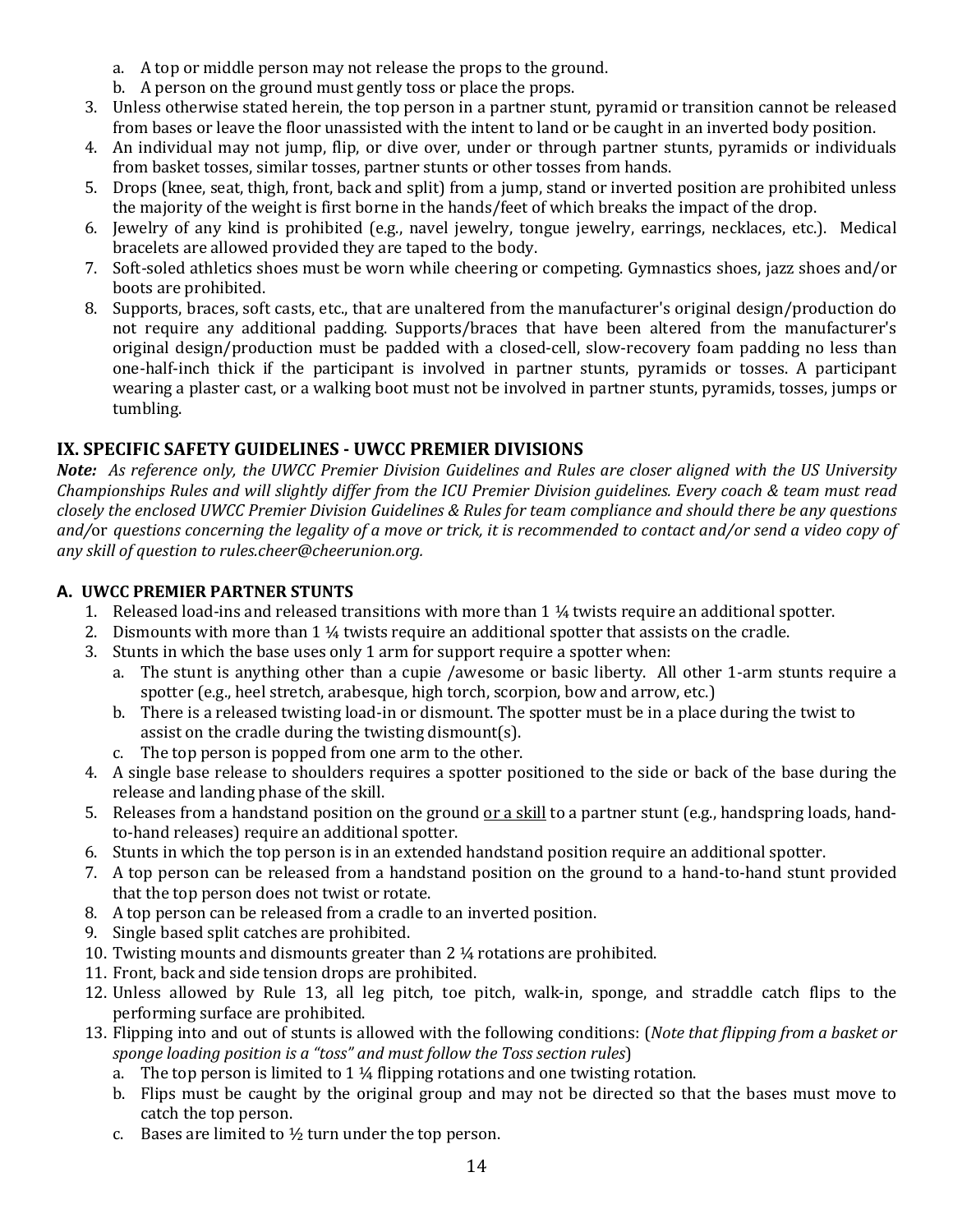a. A top or middle person may not release the props to the ground.
   b. A person on the ground must gently toss or place the props.
3. Unless otherwise stated herein, the top person in a partner stunt, pyramid or transition cannot be released from bases or leave the floor unassisted with the intent to land or be caught in an inverted body position.
4. An individual may not jump, flip, or dive over, under or through partner stunts, pyramids or individuals from basket tosses, similar tosses, partner stunts or other tosses from hands.
5. Drops (knee, seat, thigh, front, back and split) from a jump, stand or inverted position are prohibited unless the majority of the weight is first borne in the hands/feet of which breaks the impact of the drop.
6. Jewelry of any kind is prohibited (e.g., navel jewelry, tongue jewelry, earrings, necklaces, etc.). Medical bracelets are allowed provided they are taped to the body.
7. Soft-soled athletics shoes must be worn while cheering or competing. Gymnastics shoes, jazz shoes and/or boots are prohibited.
8. Supports, braces, soft casts, etc., that are unaltered from the manufacturer's original design/production do not require any additional padding. Supports/braces that have been altered from the manufacturer's original design/production must be padded with a closed-cell, slow-recovery foam padding no less than one-half-inch thick if the participant is involved in partner stunts, pyramids or tosses. A participant wearing a plaster cast, or a walking boot must not be involved in partner stunts, pyramids, tosses, jumps or tumbling.

## IX. SPECIFIC SAFETY GUIDELINES - UWCC PREMIER DIVISIONS

***Note:*** *As reference only, the UWCC Premier Division Guidelines and Rules are closer aligned with the US University Championships Rules and will slightly differ from the ICU Premier Division guidelines. Every coach & team must read closely the enclosed UWCC Premier Division Guidelines & Rules for team compliance and should there be any questions and/*or *questions concerning the legality of a move or trick, it is recommended to contact and/or send a video copy of any skill of question to rules.cheer@cheerunion.org.*

### A. UWCC PREMIER PARTNER STUNTS

1. Released load-ins and released transitions with more than 1 ¼ twists require an additional spotter.
2. Dismounts with more than 1 ¼ twists require an additional spotter that assists on the cradle.
3. Stunts in which the base uses only 1 arm for support require a spotter when:
   a. The stunt is anything other than a cupie /awesome or basic liberty. All other 1-arm stunts require a spotter (e.g., heel stretch, arabesque, high torch, scorpion, bow and arrow, etc.)
   b. There is a released twisting load-in or dismount. The spotter must be in a place during the twist to assist on the cradle during the twisting dismount(s).
   c. The top person is popped from one arm to the other.
4. A single base release to shoulders requires a spotter positioned to the side or back of the base during the release and landing phase of the skill.
5. Releases from a handstand position on the ground <u>or a skill</u> to a partner stunt (e.g., handspring loads, hand-to-hand releases) require an additional spotter.
6. Stunts in which the top person is in an extended handstand position require an additional spotter.
7. A top person can be released from a handstand position on the ground to a hand-to-hand stunt provided that the top person does not twist or rotate.
8. A top person can be released from a cradle to an inverted position.
9. Single based split catches are prohibited.
10. Twisting mounts and dismounts greater than 2 ¼ rotations are prohibited.
11. Front, back and side tension drops are prohibited.
12. Unless allowed by Rule 13, all leg pitch, toe pitch, walk-in, sponge, and straddle catch flips to the performing surface are prohibited.
13. Flipping into and out of stunts is allowed with the following conditions: (*Note that flipping from a basket or sponge loading position is a "toss" and must follow the Toss section rules*)
   a. The top person is limited to 1 ¼ flipping rotations and one twisting rotation.
   b. Flips must be caught by the original group and may not be directed so that the bases must move to catch the top person.
   c. Bases are limited to ½ turn under the top person.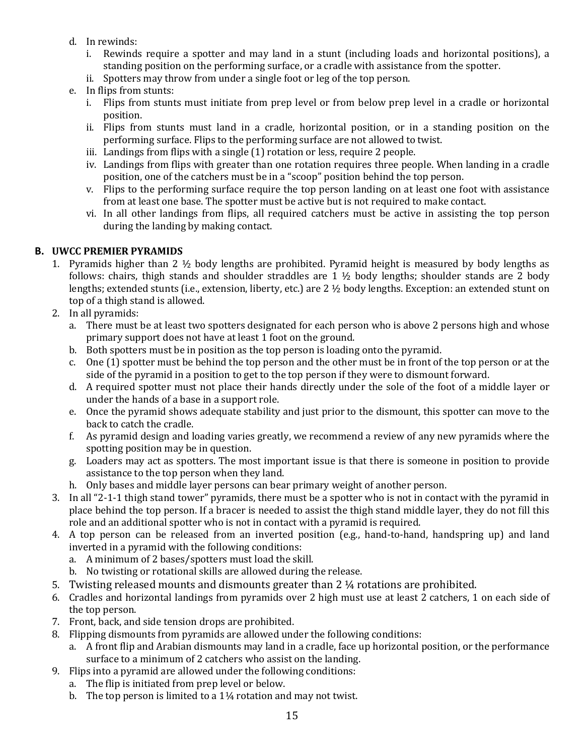d. In rewinds:
   i. Rewinds require a spotter and may land in a stunt (including loads and horizontal positions), a standing position on the performing surface, or a cradle with assistance from the spotter.
   ii. Spotters may throw from under a single foot or leg of the top person.
e. In flips from stunts:
   i. Flips from stunts must initiate from prep level or from below prep level in a cradle or horizontal position.
   ii. Flips from stunts must land in a cradle, horizontal position, or in a standing position on the performing surface. Flips to the performing surface are not allowed to twist.
   iii. Landings from flips with a single (1) rotation or less, require 2 people.
   iv. Landings from flips with greater than one rotation requires three people. When landing in a cradle position, one of the catchers must be in a "scoop" position behind the top person.
   v. Flips to the performing surface require the top person landing on at least one foot with assistance from at least one base. The spotter must be active but is not required to make contact.
   vi. In all other landings from flips, all required catchers must be active in assisting the top person during the landing by making contact.

## B. UWCC PREMIER PYRAMIDS

1. Pyramids higher than 2 ½ body lengths are prohibited. Pyramid height is measured by body lengths as follows: chairs, thigh stands and shoulder straddles are 1 ½ body lengths; shoulder stands are 2 body lengths; extended stunts (i.e., extension, liberty, etc.) are 2 ½ body lengths. Exception: an extended stunt on top of a thigh stand is allowed.
2. In all pyramids:
   a. There must be at least two spotters designated for each person who is above 2 persons high and whose primary support does not have at least 1 foot on the ground.
   b. Both spotters must be in position as the top person is loading onto the pyramid.
   c. One (1) spotter must be behind the top person and the other must be in front of the top person or at the side of the pyramid in a position to get to the top person if they were to dismount forward.
   d. A required spotter must not place their hands directly under the sole of the foot of a middle layer or under the hands of a base in a support role.
   e. Once the pyramid shows adequate stability and just prior to the dismount, this spotter can move to the back to catch the cradle.
   f. As pyramid design and loading varies greatly, we recommend a review of any new pyramids where the spotting position may be in question.
   g. Loaders may act as spotters. The most important issue is that there is someone in position to provide assistance to the top person when they land.
   h. Only bases and middle layer persons can bear primary weight of another person.
3. In all "2-1-1 thigh stand tower" pyramids, there must be a spotter who is not in contact with the pyramid in place behind the top person. If a bracer is needed to assist the thigh stand middle layer, they do not fill this role and an additional spotter who is not in contact with a pyramid is required.
4. A top person can be released from an inverted position (e.g., hand-to-hand, handspring up) and land inverted in a pyramid with the following conditions:
   a. A minimum of 2 bases/spotters must load the skill.
   b. No twisting or rotational skills are allowed during the release.
5. Twisting released mounts and dismounts greater than 2 ¼ rotations are prohibited.
6. Cradles and horizontal landings from pyramids over 2 high must use at least 2 catchers, 1 on each side of the top person.
7. Front, back, and side tension drops are prohibited.
8. Flipping dismounts from pyramids are allowed under the following conditions:
   a. A front flip and Arabian dismounts may land in a cradle, face up horizontal position, or the performance surface to a minimum of 2 catchers who assist on the landing.
9. Flips into a pyramid are allowed under the following conditions:
   a. The flip is initiated from prep level or below.
   b. The top person is limited to a 1¼ rotation and may not twist.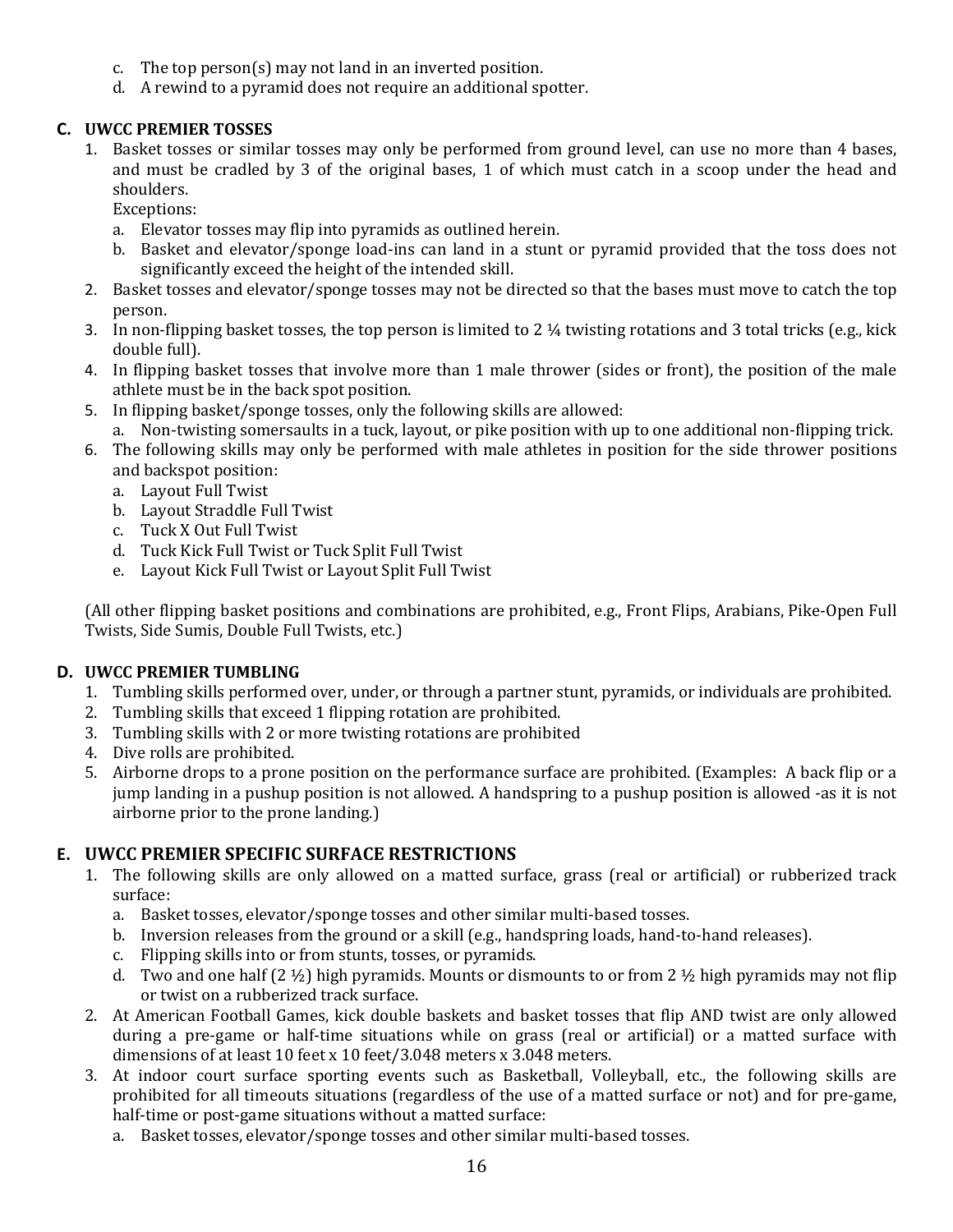c. The top person(s) may not land in an inverted position.
d. A rewind to a pyramid does not require an additional spotter.

### C. UWCC PREMIER TOSSES

1. Basket tosses or similar tosses may only be performed from ground level, can use no more than 4 bases, and must be cradled by 3 of the original bases, 1 of which must catch in a scoop under the head and shoulders.
   Exceptions:
   a. Elevator tosses may flip into pyramids as outlined herein.
   b. Basket and elevator/sponge load-ins can land in a stunt or pyramid provided that the toss does not significantly exceed the height of the intended skill.
2. Basket tosses and elevator/sponge tosses may not be directed so that the bases must move to catch the top person.
3. In non-flipping basket tosses, the top person is limited to 2 ¼ twisting rotations and 3 total tricks (e.g., kick double full).
4. In flipping basket tosses that involve more than 1 male thrower (sides or front), the position of the male athlete must be in the back spot position.
5. In flipping basket/sponge tosses, only the following skills are allowed:
   a. Non-twisting somersaults in a tuck, layout, or pike position with up to one additional non-flipping trick.
6. The following skills may only be performed with male athletes in position for the side thrower positions and backspot position:
   a. Layout Full Twist
   b. Layout Straddle Full Twist
   c. Tuck X Out Full Twist
   d. Tuck Kick Full Twist or Tuck Split Full Twist
   e. Layout Kick Full Twist or Layout Split Full Twist

(All other flipping basket positions and combinations are prohibited, e.g., Front Flips, Arabians, Pike-Open Full Twists, Side Sumis, Double Full Twists, etc.)

### D. UWCC PREMIER TUMBLING

1. Tumbling skills performed over, under, or through a partner stunt, pyramids, or individuals are prohibited.
2. Tumbling skills that exceed 1 flipping rotation are prohibited.
3. Tumbling skills with 2 or more twisting rotations are prohibited
4. Dive rolls are prohibited.
5. Airborne drops to a prone position on the performance surface are prohibited. (Examples: A back flip or a jump landing in a pushup position is not allowed. A handspring to a pushup position is allowed -as it is not airborne prior to the prone landing.)

### E. UWCC PREMIER SPECIFIC SURFACE RESTRICTIONS

1. The following skills are only allowed on a matted surface, grass (real or artificial) or rubberized track surface:
   a. Basket tosses, elevator/sponge tosses and other similar multi-based tosses.
   b. Inversion releases from the ground or a skill (e.g., handspring loads, hand-to-hand releases).
   c. Flipping skills into or from stunts, tosses, or pyramids.
   d. Two and one half (2 ½) high pyramids. Mounts or dismounts to or from 2 ½ high pyramids may not flip or twist on a rubberized track surface.
2. At American Football Games, kick double baskets and basket tosses that flip AND twist are only allowed during a pre-game or half-time situations while on grass (real or artificial) or a matted surface with dimensions of at least 10 feet x 10 feet/3.048 meters x 3.048 meters.
3. At indoor court surface sporting events such as Basketball, Volleyball, etc., the following skills are prohibited for all timeouts situations (regardless of the use of a matted surface or not) and for pre-game, half-time or post-game situations without a matted surface:
   a. Basket tosses, elevator/sponge tosses and other similar multi-based tosses.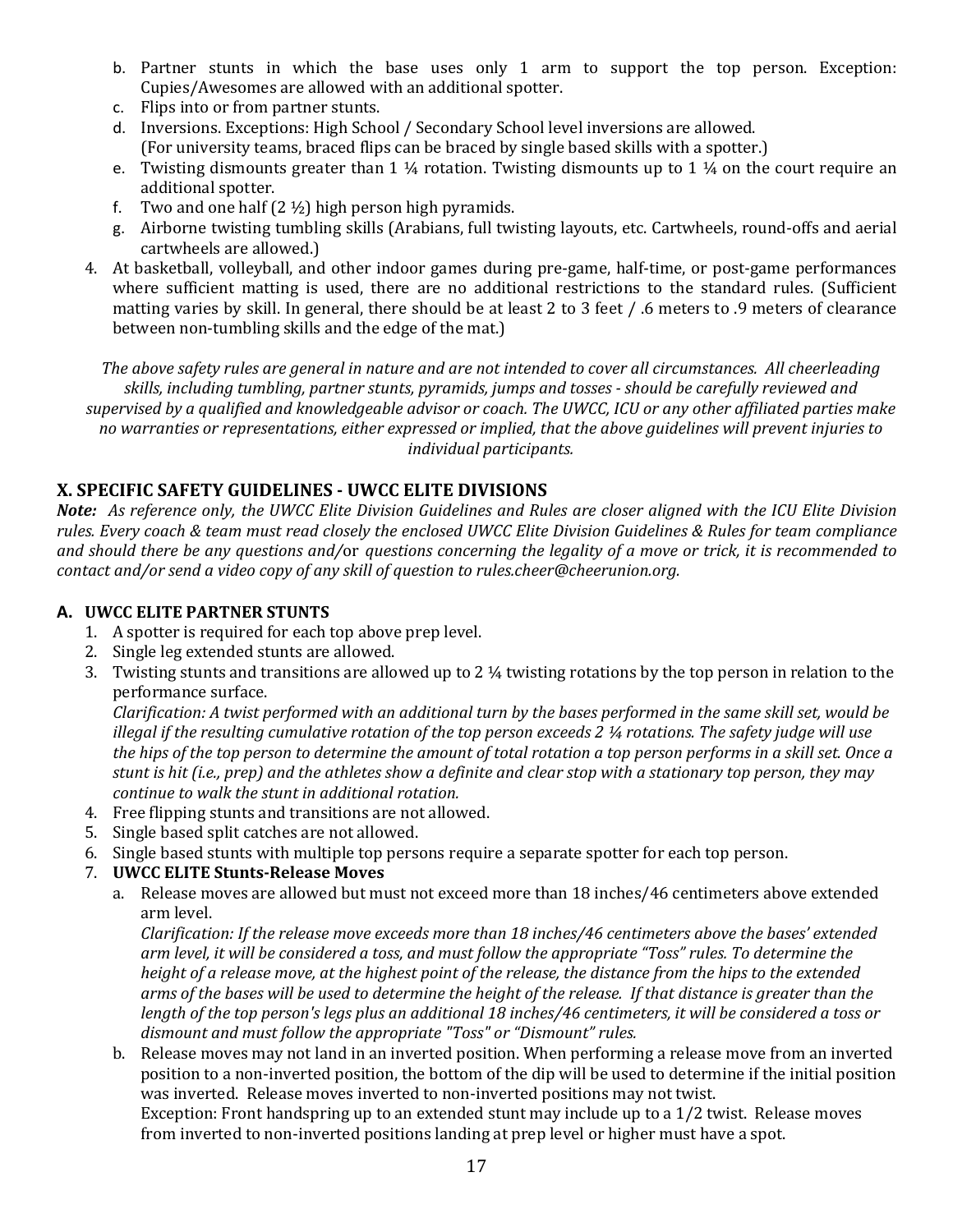b. Partner stunts in which the base uses only 1 arm to support the top person. Exception: Cupies/Awesomes are allowed with an additional spotter.
c. Flips into or from partner stunts.
d. Inversions. Exceptions: High School / Secondary School level inversions are allowed. (For university teams, braced flips can be braced by single based skills with a spotter.)
e. Twisting dismounts greater than 1 ¼ rotation. Twisting dismounts up to 1 ¼ on the court require an additional spotter.
f. Two and one half (2 ½) high person high pyramids.
g. Airborne twisting tumbling skills (Arabians, full twisting layouts, etc. Cartwheels, round-offs and aerial cartwheels are allowed.)

4. At basketball, volleyball, and other indoor games during pre-game, half-time, or post-game performances where sufficient matting is used, there are no additional restrictions to the standard rules. (Sufficient matting varies by skill. In general, there should be at least 2 to 3 feet / .6 meters to .9 meters of clearance between non-tumbling skills and the edge of the mat.)

*The above safety rules are general in nature and are not intended to cover all circumstances. All cheerleading skills, including tumbling, partner stunts, pyramids, jumps and tosses - should be carefully reviewed and supervised by a qualified and knowledgeable advisor or coach. The UWCC, ICU or any other affiliated parties make no warranties or representations, either expressed or implied, that the above guidelines will prevent injuries to individual participants.*

## X. SPECIFIC SAFETY GUIDELINES - UWCC ELITE DIVISIONS

***Note:*** *As reference only, the UWCC Elite Division Guidelines and Rules are closer aligned with the ICU Elite Division rules. Every coach & team must read closely the enclosed UWCC Elite Division Guidelines & Rules for team compliance and should there be any questions and/*or *questions concerning the legality of a move or trick, it is recommended to contact and/or send a video copy of any skill of question to rules.cheer@cheerunion.org.*

### A. UWCC ELITE PARTNER STUNTS

1. A spotter is required for each top above prep level.
2. Single leg extended stunts are allowed.
3. Twisting stunts and transitions are allowed up to 2 ¼ twisting rotations by the top person in relation to the performance surface.
   *Clarification: A twist performed with an additional turn by the bases performed in the same skill set, would be illegal if the resulting cumulative rotation of the top person exceeds 2 ¼ rotations. The safety judge will use the hips of the top person to determine the amount of total rotation a top person performs in a skill set. Once a stunt is hit (i.e., prep) and the athletes show a definite and clear stop with a stationary top person, they may continue to walk the stunt in additional rotation.*
4. Free flipping stunts and transitions are not allowed.
5. Single based split catches are not allowed.
6. Single based stunts with multiple top persons require a separate spotter for each top person.
7. **UWCC ELITE Stunts-Release Moves**
   a. Release moves are allowed but must not exceed more than 18 inches/46 centimeters above extended arm level.
   *Clarification: If the release move exceeds more than 18 inches/46 centimeters above the bases' extended arm level, it will be considered a toss, and must follow the appropriate "Toss" rules. To determine the height of a release move, at the highest point of the release, the distance from the hips to the extended arms of the bases will be used to determine the height of the release. If that distance is greater than the length of the top person's legs plus an additional 18 inches/46 centimeters, it will be considered a toss or dismount and must follow the appropriate "Toss" or "Dismount" rules.*
   b. Release moves may not land in an inverted position. When performing a release move from an inverted position to a non-inverted position, the bottom of the dip will be used to determine if the initial position was inverted. Release moves inverted to non-inverted positions may not twist.
   Exception: Front handspring up to an extended stunt may include up to a 1/2 twist. Release moves from inverted to non-inverted positions landing at prep level or higher must have a spot.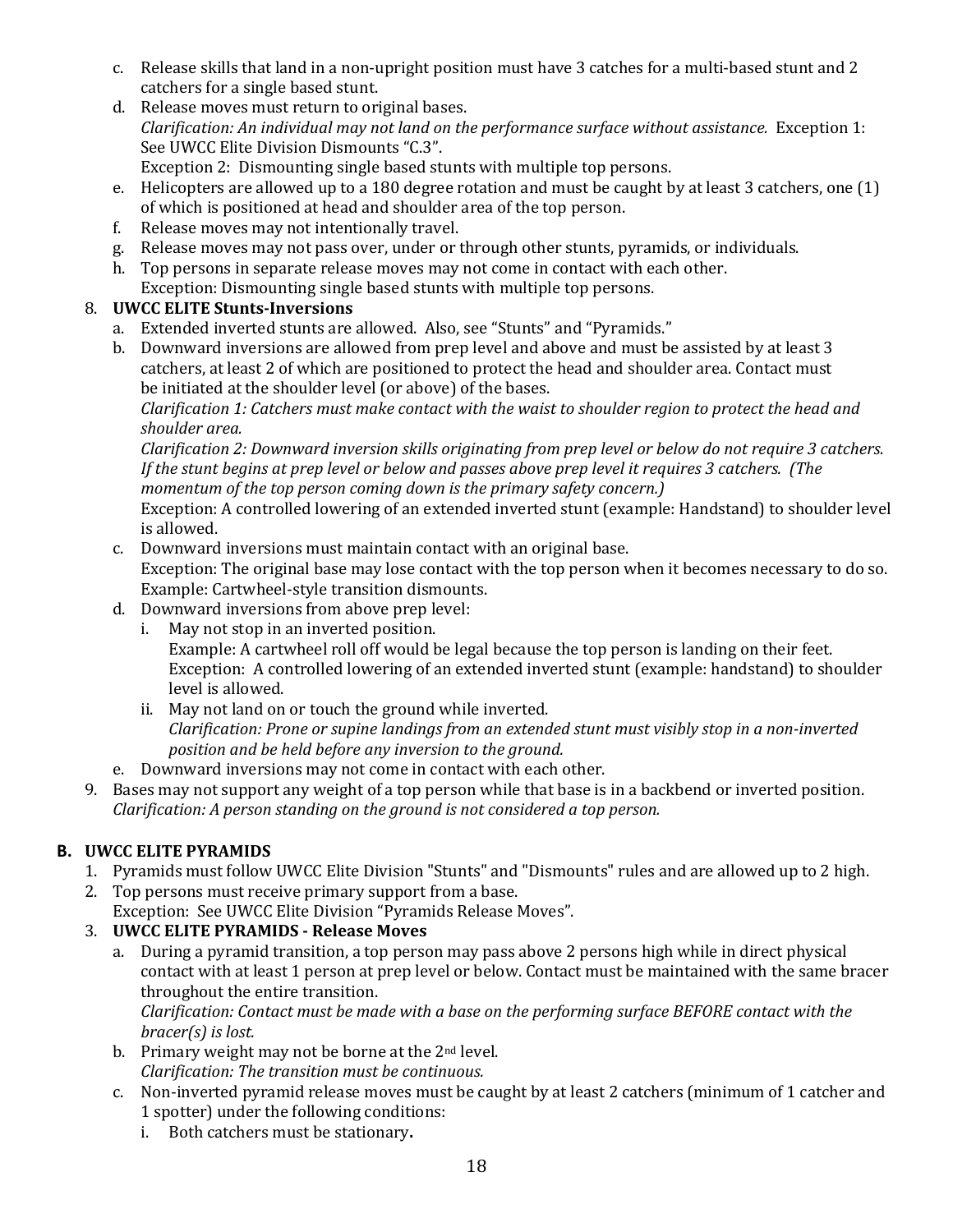c. Release skills that land in a non-upright position must have 3 catches for a multi-based stunt and 2 catchers for a single based stunt.
d. Release moves must return to original bases.
   *Clarification: An individual may not land on the performance surface without assistance.* Exception 1: See UWCC Elite Division Dismounts "C.3".
   Exception 2: Dismounting single based stunts with multiple top persons.
e. Helicopters are allowed up to a 180 degree rotation and must be caught by at least 3 catchers, one (1) of which is positioned at head and shoulder area of the top person.
f. Release moves may not intentionally travel.
g. Release moves may not pass over, under or through other stunts, pyramids, or individuals.
h. Top persons in separate release moves may not come in contact with each other.
   Exception: Dismounting single based stunts with multiple top persons.

8. **UWCC ELITE Stunts-Inversions**
   a. Extended inverted stunts are allowed. Also, see "Stunts" and "Pyramids."
   b. Downward inversions are allowed from prep level and above and must be assisted by at least 3 catchers, at least 2 of which are positioned to protect the head and shoulder area. Contact must be initiated at the shoulder level (or above) of the bases.
      *Clarification 1: Catchers must make contact with the waist to shoulder region to protect the head and shoulder area.*
      *Clarification 2: Downward inversion skills originating from prep level or below do not require 3 catchers. If the stunt begins at prep level or below and passes above prep level it requires 3 catchers. (The momentum of the top person coming down is the primary safety concern.)*
      Exception: A controlled lowering of an extended inverted stunt (example: Handstand) to shoulder level is allowed.
   c. Downward inversions must maintain contact with an original base.
      Exception: The original base may lose contact with the top person when it becomes necessary to do so. Example: Cartwheel-style transition dismounts.
   d. Downward inversions from above prep level:
      i. May not stop in an inverted position.
         Example: A cartwheel roll off would be legal because the top person is landing on their feet.
         Exception: A controlled lowering of an extended inverted stunt (example: handstand) to shoulder level is allowed.
      ii. May not land on or touch the ground while inverted.
         *Clarification: Prone or supine landings from an extended stunt must visibly stop in a non-inverted position and be held before any inversion to the ground.*
   e. Downward inversions may not come in contact with each other.

9. Bases may not support any weight of a top person while that base is in a backbend or inverted position.
   *Clarification: A person standing on the ground is not considered a top person.*

## B. UWCC ELITE PYRAMIDS

1. Pyramids must follow UWCC Elite Division "Stunts" and "Dismounts" rules and are allowed up to 2 high.
2. Top persons must receive primary support from a base.
   Exception: See UWCC Elite Division "Pyramids Release Moves".
3. **UWCC ELITE PYRAMIDS - Release Moves**
   a. During a pyramid transition, a top person may pass above 2 persons high while in direct physical contact with at least 1 person at prep level or below. Contact must be maintained with the same bracer throughout the entire transition.
      *Clarification: Contact must be made with a base on the performing surface BEFORE contact with the bracer(s) is lost.*
   b. Primary weight may not be borne at the 2nd level.
      *Clarification: The transition must be continuous.*
   c. Non-inverted pyramid release moves must be caught by at least 2 catchers (minimum of 1 catcher and 1 spotter) under the following conditions:
      i. Both catchers must be stationary**.**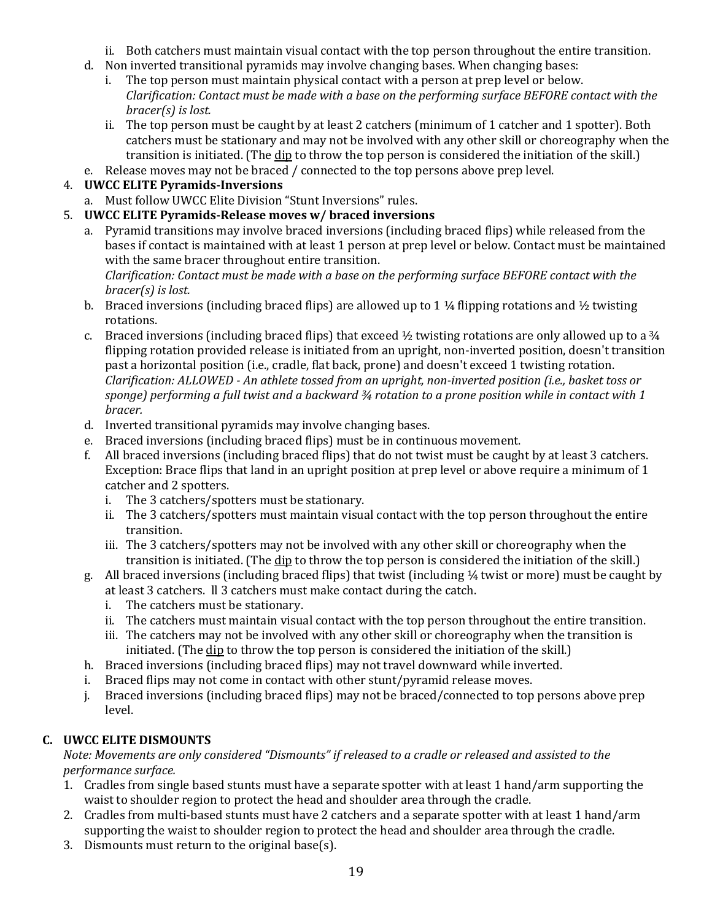ii. Both catchers must maintain visual contact with the top person throughout the entire transition.

d. Non inverted transitional pyramids may involve changing bases. When changing bases:
   i. The top person must maintain physical contact with a person at prep level or below. *Clarification: Contact must be made with a base on the performing surface BEFORE contact with the bracer(s) is lost.*
   ii. The top person must be caught by at least 2 catchers (minimum of 1 catcher and 1 spotter). Both catchers must be stationary and may not be involved with any other skill or choreography when the transition is initiated. (The dip to throw the top person is considered the initiation of the skill.)

e. Release moves may not be braced / connected to the top persons above prep level.

4. **UWCC ELITE Pyramids-Inversions**
   a. Must follow UWCC Elite Division "Stunt Inversions" rules.

5. **UWCC ELITE Pyramids-Release moves w/ braced inversions**
   a. Pyramid transitions may involve braced inversions (including braced flips) while released from the bases if contact is maintained with at least 1 person at prep level or below. Contact must be maintained with the same bracer throughout entire transition.
   *Clarification: Contact must be made with a base on the performing surface BEFORE contact with the bracer(s) is lost.*
   b. Braced inversions (including braced flips) are allowed up to 1 ¼ flipping rotations and ½ twisting rotations.
   c. Braced inversions (including braced flips) that exceed ½ twisting rotations are only allowed up to a ¾ flipping rotation provided release is initiated from an upright, non-inverted position, doesn't transition past a horizontal position (i.e., cradle, flat back, prone) and doesn't exceed 1 twisting rotation.
   *Clarification: ALLOWED - An athlete tossed from an upright, non-inverted position (i.e., basket toss or sponge) performing a full twist and a backward ¾ rotation to a prone position while in contact with 1 bracer.*
   d. Inverted transitional pyramids may involve changing bases.
   e. Braced inversions (including braced flips) must be in continuous movement.
   f. All braced inversions (including braced flips) that do not twist must be caught by at least 3 catchers. Exception: Brace flips that land in an upright position at prep level or above require a minimum of 1 catcher and 2 spotters.
      i. The 3 catchers/spotters must be stationary.
      ii. The 3 catchers/spotters must maintain visual contact with the top person throughout the entire transition.
      iii. The 3 catchers/spotters may not be involved with any other skill or choreography when the transition is initiated. (The dip to throw the top person is considered the initiation of the skill.)
   g. All braced inversions (including braced flips) that twist (including ¼ twist or more) must be caught by at least 3 catchers. ll 3 catchers must make contact during the catch.
      i. The catchers must be stationary.
      ii. The catchers must maintain visual contact with the top person throughout the entire transition.
      iii. The catchers may not be involved with any other skill or choreography when the transition is initiated. (The dip to throw the top person is considered the initiation of the skill.)
   h. Braced inversions (including braced flips) may not travel downward while inverted.
   i. Braced flips may not come in contact with other stunt/pyramid release moves.
   j. Braced inversions (including braced flips) may not be braced/connected to top persons above prep level.

## C. UWCC ELITE DISMOUNTS

*Note: Movements are only considered "Dismounts" if released to a cradle or released and assisted to the performance surface.*

1. Cradles from single based stunts must have a separate spotter with at least 1 hand/arm supporting the waist to shoulder region to protect the head and shoulder area through the cradle.
2. Cradles from multi-based stunts must have 2 catchers and a separate spotter with at least 1 hand/arm supporting the waist to shoulder region to protect the head and shoulder area through the cradle.
3. Dismounts must return to the original base(s).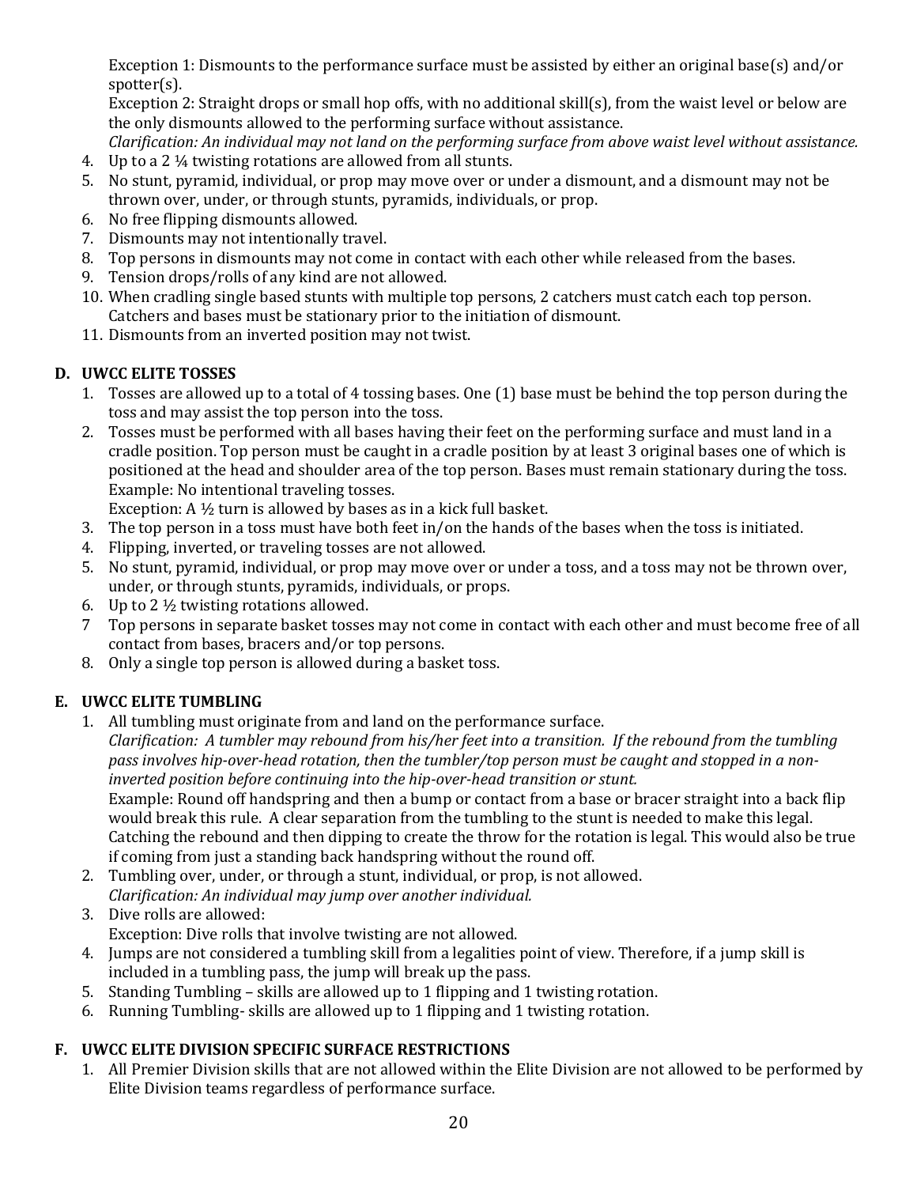Exception 1: Dismounts to the performance surface must be assisted by either an original base(s) and/or spotter(s).
Exception 2: Straight drops or small hop offs, with no additional skill(s), from the waist level or below are the only dismounts allowed to the performing surface without assistance.
*Clarification: An individual may not land on the performing surface from above waist level without assistance.*

4. Up to a 2 ¼ twisting rotations are allowed from all stunts.
5. No stunt, pyramid, individual, or prop may move over or under a dismount, and a dismount may not be thrown over, under, or through stunts, pyramids, individuals, or prop.
6. No free flipping dismounts allowed.
7. Dismounts may not intentionally travel.
8. Top persons in dismounts may not come in contact with each other while released from the bases.
9. Tension drops/rolls of any kind are not allowed.
10. When cradling single based stunts with multiple top persons, 2 catchers must catch each top person. Catchers and bases must be stationary prior to the initiation of dismount.
11. Dismounts from an inverted position may not twist.

### D. UWCC ELITE TOSSES

1. Tosses are allowed up to a total of 4 tossing bases. One (1) base must be behind the top person during the toss and may assist the top person into the toss.
2. Tosses must be performed with all bases having their feet on the performing surface and must land in a cradle position. Top person must be caught in a cradle position by at least 3 original bases one of which is positioned at the head and shoulder area of the top person. Bases must remain stationary during the toss. Example: No intentional traveling tosses.
   Exception: A ½ turn is allowed by bases as in a kick full basket.
3. The top person in a toss must have both feet in/on the hands of the bases when the toss is initiated.
4. Flipping, inverted, or traveling tosses are not allowed.
5. No stunt, pyramid, individual, or prop may move over or under a toss, and a toss may not be thrown over, under, or through stunts, pyramids, individuals, or props.
6. Up to 2 ½ twisting rotations allowed.
7. Top persons in separate basket tosses may not come in contact with each other and must become free of all contact from bases, bracers and/or top persons.
8. Only a single top person is allowed during a basket toss.

### E. UWCC ELITE TUMBLING

1. All tumbling must originate from and land on the performance surface.
   *Clarification: A tumbler may rebound from his/her feet into a transition. If the rebound from the tumbling pass involves hip-over-head rotation, then the tumbler/top person must be caught and stopped in a non-inverted position before continuing into the hip-over-head transition or stunt.*
   Example: Round off handspring and then a bump or contact from a base or bracer straight into a back flip would break this rule. A clear separation from the tumbling to the stunt is needed to make this legal. Catching the rebound and then dipping to create the throw for the rotation is legal. This would also be true if coming from just a standing back handspring without the round off.
2. Tumbling over, under, or through a stunt, individual, or prop, is not allowed.
   *Clarification: An individual may jump over another individual.*
3. Dive rolls are allowed:
   Exception: Dive rolls that involve twisting are not allowed.
4. Jumps are not considered a tumbling skill from a legalities point of view. Therefore, if a jump skill is included in a tumbling pass, the jump will break up the pass.
5. Standing Tumbling – skills are allowed up to 1 flipping and 1 twisting rotation.
6. Running Tumbling- skills are allowed up to 1 flipping and 1 twisting rotation.

### F. UWCC ELITE DIVISION SPECIFIC SURFACE RESTRICTIONS

1. All Premier Division skills that are not allowed within the Elite Division are not allowed to be performed by Elite Division teams regardless of performance surface.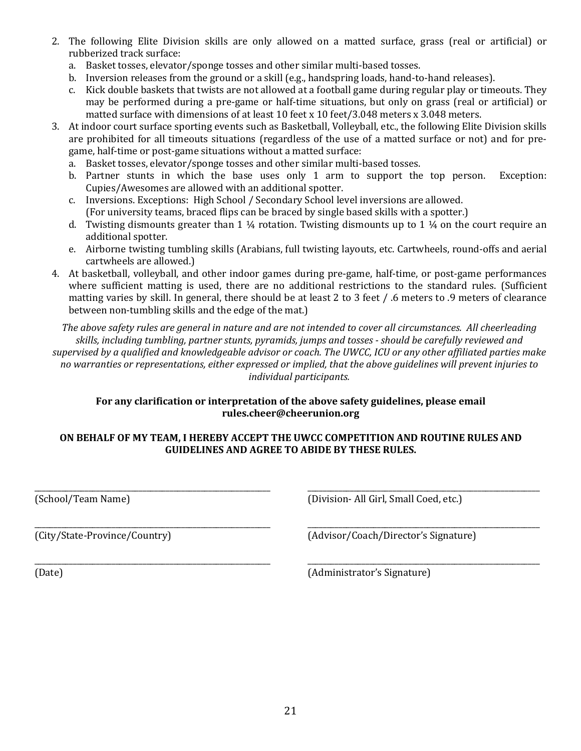2. The following Elite Division skills are only allowed on a matted surface, grass (real or artificial) or rubberized track surface:
   a. Basket tosses, elevator/sponge tosses and other similar multi-based tosses.
   b. Inversion releases from the ground or a skill (e.g., handspring loads, hand-to-hand releases).
   c. Kick double baskets that twists are not allowed at a football game during regular play or timeouts. They may be performed during a pre-game or half-time situations, but only on grass (real or artificial) or matted surface with dimensions of at least 10 feet x 10 feet/3.048 meters x 3.048 meters.
3. At indoor court surface sporting events such as Basketball, Volleyball, etc., the following Elite Division skills are prohibited for all timeouts situations (regardless of the use of a matted surface or not) and for pre-game, half-time or post-game situations without a matted surface:
   a. Basket tosses, elevator/sponge tosses and other similar multi-based tosses.
   b. Partner stunts in which the base uses only 1 arm to support the top person. Exception: Cupies/Awesomes are allowed with an additional spotter.
   c. Inversions. Exceptions: High School / Secondary School level inversions are allowed. (For university teams, braced flips can be braced by single based skills with a spotter.)
   d. Twisting dismounts greater than 1 ¼ rotation. Twisting dismounts up to 1 ¼ on the court require an additional spotter.
   e. Airborne twisting tumbling skills (Arabians, full twisting layouts, etc. Cartwheels, round-offs and aerial cartwheels are allowed.)
4. At basketball, volleyball, and other indoor games during pre-game, half-time, or post-game performances where sufficient matting is used, there are no additional restrictions to the standard rules. (Sufficient matting varies by skill. In general, there should be at least 2 to 3 feet / .6 meters to .9 meters of clearance between non-tumbling skills and the edge of the mat.)

*The above safety rules are general in nature and are not intended to cover all circumstances. All cheerleading skills, including tumbling, partner stunts, pyramids, jumps and tosses - should be carefully reviewed and supervised by a qualified and knowledgeable advisor or coach. The UWCC, ICU or any other affiliated parties make no warranties or representations, either expressed or implied, that the above guidelines will prevent injuries to individual participants.*

**For any clarification or interpretation of the above safety guidelines, please email rules.cheer@cheerunion.org**

**ON BEHALF OF MY TEAM, I HEREBY ACCEPT THE UWCC COMPETITION AND ROUTINE RULES AND GUIDELINES AND AGREE TO ABIDE BY THESE RULES.**

________________________________ (School/Team Name)

________________________________ (Division- All Girl, Small Coed, etc.)

________________________________ (City/State-Province/Country)

________________________________ (Advisor/Coach/Director's Signature)

________________________________ (Date)

________________________________ (Administrator's Signature)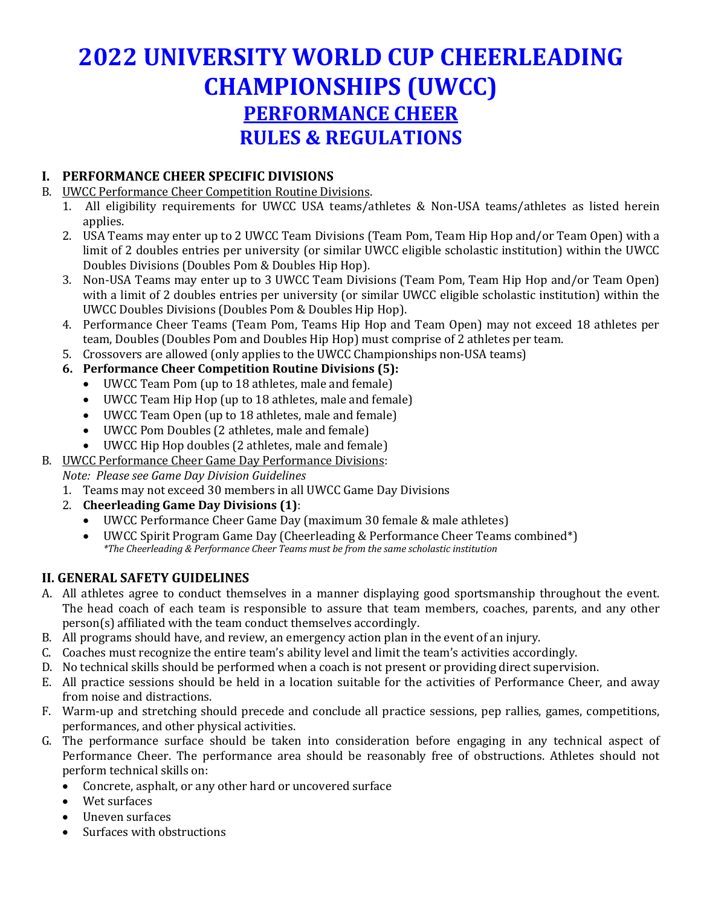# 2022 UNIVERSITY WORLD CUP CHEERLEADING CHAMPIONSHIPS (UWCC)

## PERFORMANCE CHEER

## RULES & REGULATIONS

### I. PERFORMANCE CHEER SPECIFIC DIVISIONS

B. UWCC Performance Cheer Competition Routine Divisions.

1. All eligibility requirements for UWCC USA teams/athletes & Non-USA teams/athletes as listed herein applies.
2. USA Teams may enter up to 2 UWCC Team Divisions (Team Pom, Team Hip Hop and/or Team Open) with a limit of 2 doubles entries per university (or similar UWCC eligible scholastic institution) within the UWCC Doubles Divisions (Doubles Pom & Doubles Hip Hop).
3. Non-USA Teams may enter up to 3 UWCC Team Divisions (Team Pom, Team Hip Hop and/or Team Open) with a limit of 2 doubles entries per university (or similar UWCC eligible scholastic institution) within the UWCC Doubles Divisions (Doubles Pom & Doubles Hip Hop).
4. Performance Cheer Teams (Team Pom, Teams Hip Hop and Team Open) may not exceed 18 athletes per team, Doubles (Doubles Pom and Doubles Hip Hop) must comprise of 2 athletes per team.
5. Crossovers are allowed (only applies to the UWCC Championships non-USA teams)
6. **Performance Cheer Competition Routine Divisions (5):**
   - UWCC Team Pom (up to 18 athletes, male and female)
   - UWCC Team Hip Hop (up to 18 athletes, male and female)
   - UWCC Team Open (up to 18 athletes, male and female)
   - UWCC Pom Doubles (2 athletes, male and female)
   - UWCC Hip Hop doubles (2 athletes, male and female)

B. UWCC Performance Cheer Game Day Performance Divisions:

*Note: Please see Game Day Division Guidelines*

1. Teams may not exceed 30 members in all UWCC Game Day Divisions
2. **Cheerleading Game Day Divisions (1)**:
   - UWCC Performance Cheer Game Day (maximum 30 female & male athletes)
   - UWCC Spirit Program Game Day (Cheerleading & Performance Cheer Teams combined*)
     *\*The Cheerleading & Performance Cheer Teams must be from the same scholastic institution*

### II. GENERAL SAFETY GUIDELINES

A. All athletes agree to conduct themselves in a manner displaying good sportsmanship throughout the event. The head coach of each team is responsible to assure that team members, coaches, parents, and any other person(s) affiliated with the team conduct themselves accordingly.

B. All programs should have, and review, an emergency action plan in the event of an injury.

C. Coaches must recognize the entire team's ability level and limit the team's activities accordingly.

D. No technical skills should be performed when a coach is not present or providing direct supervision.

E. All practice sessions should be held in a location suitable for the activities of Performance Cheer, and away from noise and distractions.

F. Warm-up and stretching should precede and conclude all practice sessions, pep rallies, games, competitions, performances, and other physical activities.

G. The performance surface should be taken into consideration before engaging in any technical aspect of Performance Cheer. The performance area should be reasonably free of obstructions. Athletes should not perform technical skills on:

- Concrete, asphalt, or any other hard or uncovered surface
- Wet surfaces
- Uneven surfaces
- Surfaces with obstructions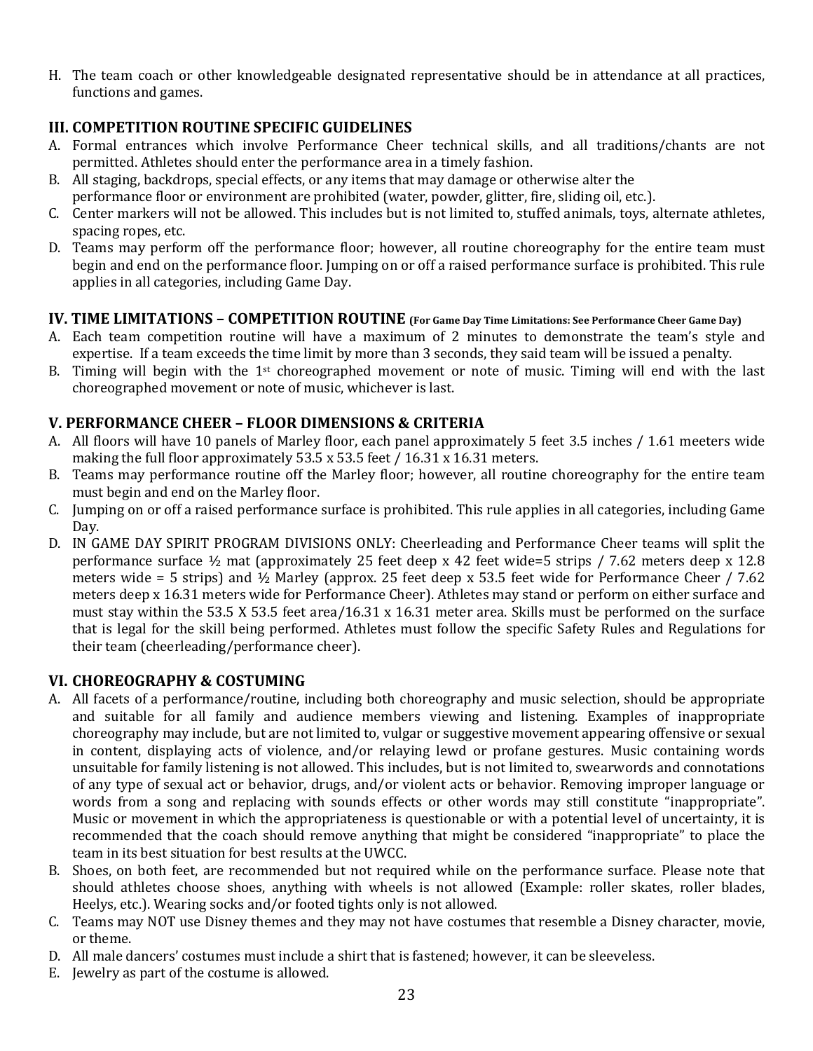H. The team coach or other knowledgeable designated representative should be in attendance at all practices, functions and games.

## III. COMPETITION ROUTINE SPECIFIC GUIDELINES

A. Formal entrances which involve Performance Cheer technical skills, and all traditions/chants are not permitted. Athletes should enter the performance area in a timely fashion.
B. All staging, backdrops, special effects, or any items that may damage or otherwise alter the performance floor or environment are prohibited (water, powder, glitter, fire, sliding oil, etc.).
C. Center markers will not be allowed. This includes but is not limited to, stuffed animals, toys, alternate athletes, spacing ropes, etc.
D. Teams may perform off the performance floor; however, all routine choreography for the entire team must begin and end on the performance floor. Jumping on or off a raised performance surface is prohibited. This rule applies in all categories, including Game Day.

## IV. TIME LIMITATIONS – COMPETITION ROUTINE (For Game Day Time Limitations: See Performance Cheer Game Day)

A. Each team competition routine will have a maximum of 2 minutes to demonstrate the team's style and expertise. If a team exceeds the time limit by more than 3 seconds, they said team will be issued a penalty.
B. Timing will begin with the 1st choreographed movement or note of music. Timing will end with the last choreographed movement or note of music, whichever is last.

## V. PERFORMANCE CHEER – FLOOR DIMENSIONS & CRITERIA

A. All floors will have 10 panels of Marley floor, each panel approximately 5 feet 3.5 inches / 1.61 meeters wide making the full floor approximately 53.5 x 53.5 feet / 16.31 x 16.31 meters.
B. Teams may performance routine off the Marley floor; however, all routine choreography for the entire team must begin and end on the Marley floor.
C. Jumping on or off a raised performance surface is prohibited. This rule applies in all categories, including Game Day.
D. IN GAME DAY SPIRIT PROGRAM DIVISIONS ONLY: Cheerleading and Performance Cheer teams will split the performance surface ½ mat (approximately 25 feet deep x 42 feet wide=5 strips / 7.62 meters deep x 12.8 meters wide = 5 strips) and ½ Marley (approx. 25 feet deep x 53.5 feet wide for Performance Cheer / 7.62 meters deep x 16.31 meters wide for Performance Cheer). Athletes may stand or perform on either surface and must stay within the 53.5 X 53.5 feet area/16.31 x 16.31 meter area. Skills must be performed on the surface that is legal for the skill being performed. Athletes must follow the specific Safety Rules and Regulations for their team (cheerleading/performance cheer).

## VI. CHOREOGRAPHY & COSTUMING

A. All facets of a performance/routine, including both choreography and music selection, should be appropriate and suitable for all family and audience members viewing and listening. Examples of inappropriate choreography may include, but are not limited to, vulgar or suggestive movement appearing offensive or sexual in content, displaying acts of violence, and/or relaying lewd or profane gestures. Music containing words unsuitable for family listening is not allowed. This includes, but is not limited to, swearwords and connotations of any type of sexual act or behavior, drugs, and/or violent acts or behavior. Removing improper language or words from a song and replacing with sounds effects or other words may still constitute "inappropriate". Music or movement in which the appropriateness is questionable or with a potential level of uncertainty, it is recommended that the coach should remove anything that might be considered "inappropriate" to place the team in its best situation for best results at the UWCC.
B. Shoes, on both feet, are recommended but not required while on the performance surface. Please note that should athletes choose shoes, anything with wheels is not allowed (Example: roller skates, roller blades, Heelys, etc.). Wearing socks and/or footed tights only is not allowed.
C. Teams may NOT use Disney themes and they may not have costumes that resemble a Disney character, movie, or theme.
D. All male dancers' costumes must include a shirt that is fastened; however, it can be sleeveless.
E. Jewelry as part of the costume is allowed.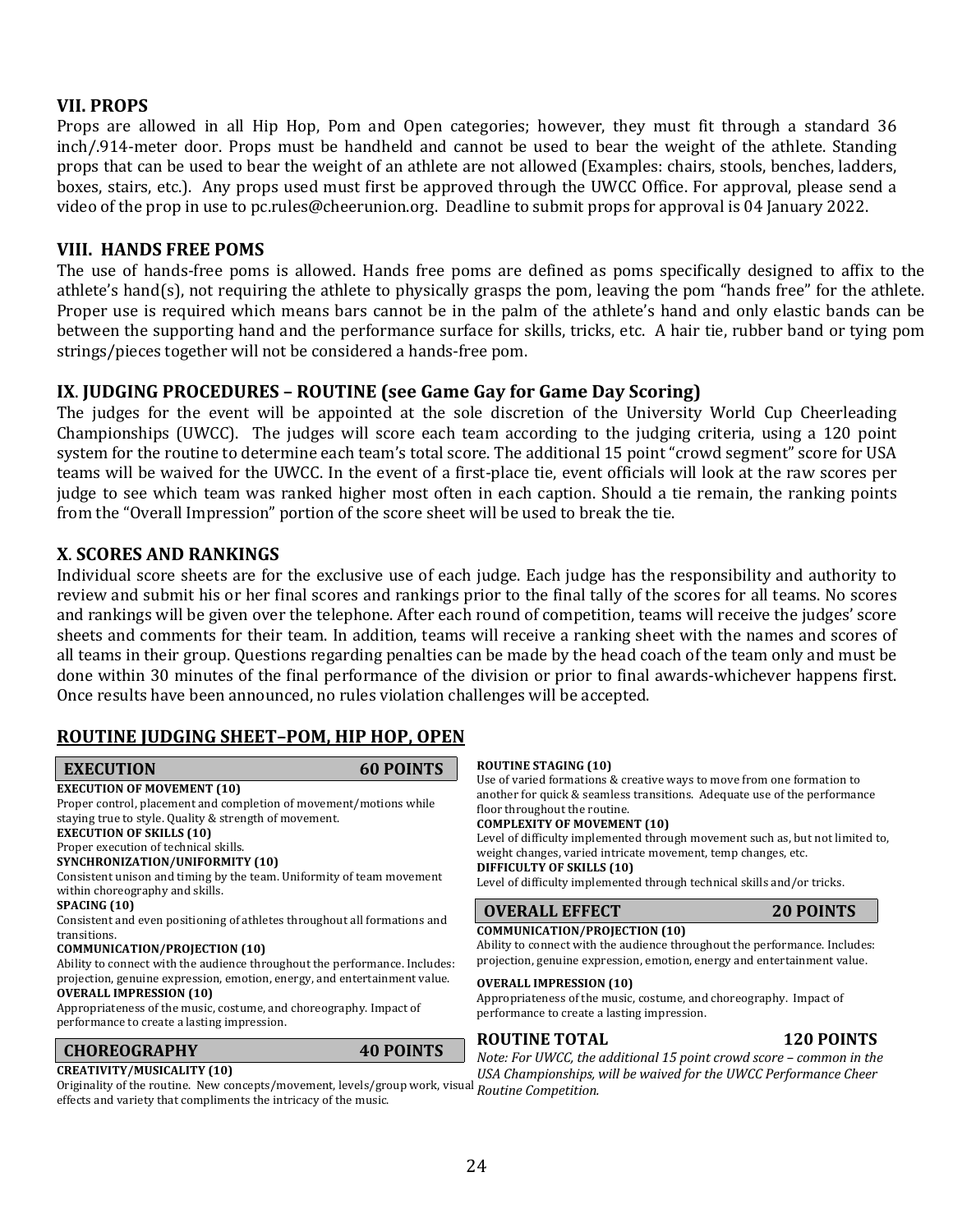## VII. PROPS

Props are allowed in all Hip Hop, Pom and Open categories; however, they must fit through a standard 36 inch/.914-meter door. Props must be handheld and cannot be used to bear the weight of the athlete. Standing props that can be used to bear the weight of an athlete are not allowed (Examples: chairs, stools, benches, ladders, boxes, stairs, etc.). Any props used must first be approved through the UWCC Office. For approval, please send a video of the prop in use to pc.rules@cheerunion.org. Deadline to submit props for approval is 04 January 2022.

## VIII. HANDS FREE POMS

The use of hands-free poms is allowed. Hands free poms are defined as poms specifically designed to affix to the athlete's hand(s), not requiring the athlete to physically grasps the pom, leaving the pom "hands free" for the athlete. Proper use is required which means bars cannot be in the palm of the athlete's hand and only elastic bands can be between the supporting hand and the performance surface for skills, tricks, etc. A hair tie, rubber band or tying pom strings/pieces together will not be considered a hands-free pom.

## IX. JUDGING PROCEDURES – ROUTINE (see Game Gay for Game Day Scoring)

The judges for the event will be appointed at the sole discretion of the University World Cup Cheerleading Championships (UWCC). The judges will score each team according to the judging criteria, using a 120 point system for the routine to determine each team's total score. The additional 15 point "crowd segment" score for USA teams will be waived for the UWCC. In the event of a first-place tie, event officials will look at the raw scores per judge to see which team was ranked higher most often in each caption. Should a tie remain, the ranking points from the "Overall Impression" portion of the score sheet will be used to break the tie.

## X. SCORES AND RANKINGS

Individual score sheets are for the exclusive use of each judge. Each judge has the responsibility and authority to review and submit his or her final scores and rankings prior to the final tally of the scores for all teams. No scores and rankings will be given over the telephone. After each round of competition, teams will receive the judges' score sheets and comments for their team. In addition, teams will receive a ranking sheet with the names and scores of all teams in their group. Questions regarding penalties can be made by the head coach of the team only and must be done within 30 minutes of the final performance of the division or prior to final awards-whichever happens first. Once results have been announced, no rules violation challenges will be accepted.

## ROUTINE JUDGING SHEET–POM, HIP HOP, OPEN

### EXECUTION — 60 POINTS

**EXECUTION OF MOVEMENT (10)**
Proper control, placement and completion of movement/motions while staying true to style. Quality & strength of movement.

**EXECUTION OF SKILLS (10)**
Proper execution of technical skills.

**SYNCHRONIZATION/UNIFORMITY (10)**
Consistent unison and timing by the team. Uniformity of team movement within choreography and skills.

**SPACING (10)**
Consistent and even positioning of athletes throughout all formations and transitions.

**COMMUNICATION/PROJECTION (10)**
Ability to connect with the audience throughout the performance. Includes: projection, genuine expression, emotion, energy, and entertainment value.

**OVERALL IMPRESSION (10)**
Appropriateness of the music, costume, and choreography. Impact of performance to create a lasting impression.

### CHOREOGRAPHY — 40 POINTS

**CREATIVITY/MUSICALITY (10)**
Originality of the routine. New concepts/movement, levels/group work, visual effects and variety that compliments the intricacy of the music.

**ROUTINE STAGING (10)**
Use of varied formations & creative ways to move from one formation to another for quick & seamless transitions. Adequate use of the performance floor throughout the routine.

**COMPLEXITY OF MOVEMENT (10)**
Level of difficulty implemented through movement such as, but not limited to, weight changes, varied intricate movement, temp changes, etc.

**DIFFICULTY OF SKILLS (10)**
Level of difficulty implemented through technical skills and/or tricks.

### OVERALL EFFECT — 20 POINTS

**COMMUNICATION/PROJECTION (10)**
Ability to connect with the audience throughout the performance. Includes: projection, genuine expression, emotion, energy and entertainment value.

**OVERALL IMPRESSION (10)**
Appropriateness of the music, costume, and choreography. Impact of performance to create a lasting impression.

### ROUTINE TOTAL — 120 POINTS

*Note: For UWCC, the additional 15 point crowd score – common in the USA Championships, will be waived for the UWCC Performance Cheer Routine Competition.*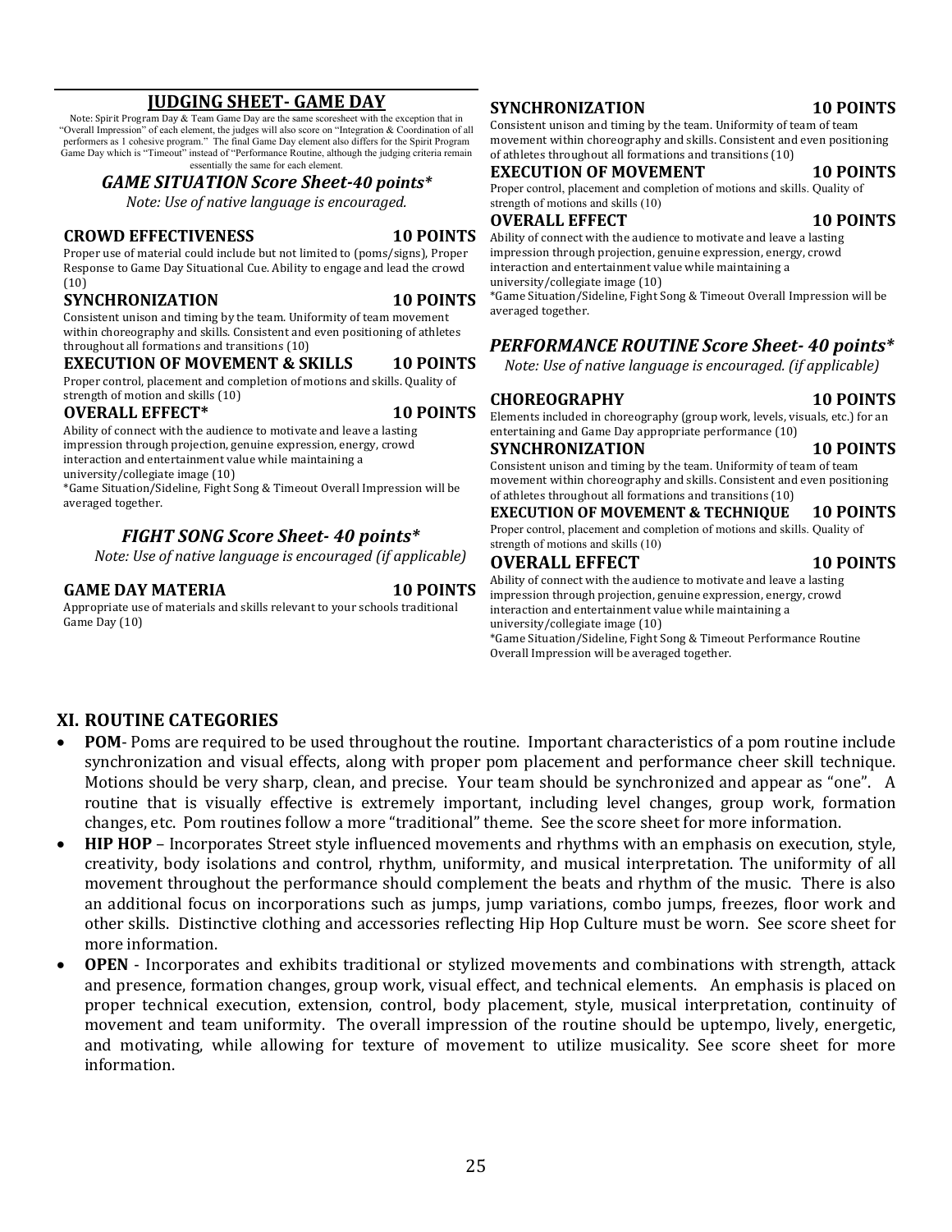## JUDGING SHEET- GAME DAY

Note: Spirit Program Day & Team Game Day are the same scoresheet with the exception that in "Overall Impression" of each element, the judges will also score on "Integration & Coordination of all performers as 1 cohesive program." The final Game Day element also differs for the Spirit Program Game Day which is "Timeout" instead of "Performance Routine, although the judging criteria remain essentially the same for each element.

### *GAME SITUATION Score Sheet-40 points**

*Note: Use of native language is encouraged.*

**CROWD EFFECTIVENESS 10 POINTS**

Proper use of material could include but not limited to (poms/signs), Proper Response to Game Day Situational Cue. Ability to engage and lead the crowd (10)

**SYNCHRONIZATION 10 POINTS**

Consistent unison and timing by the team. Uniformity of team movement within choreography and skills. Consistent and even positioning of athletes throughout all formations and transitions (10)

**EXECUTION OF MOVEMENT & SKILLS 10 POINTS**

Proper control, placement and completion of motions and skills. Quality of strength of motion and skills (10)

**OVERALL EFFECT* 10 POINTS**

Ability of connect with the audience to motivate and leave a lasting impression through projection, genuine expression, energy, crowd interaction and entertainment value while maintaining a university/collegiate image (10)

*Game Situation/Sideline, Fight Song & Timeout Overall Impression will be averaged together.

### *FIGHT SONG Score Sheet- 40 points**

*Note: Use of native language is encouraged (if applicable)*

**GAME DAY MATERIA 10 POINTS**

Appropriate use of materials and skills relevant to your schools traditional Game Day (10)

**SYNCHRONIZATION 10 POINTS**

Consistent unison and timing by the team. Uniformity of team of team movement within choreography and skills. Consistent and even positioning of athletes throughout all formations and transitions (10)

**EXECUTION OF MOVEMENT 10 POINTS**

Proper control, placement and completion of motions and skills. Quality of strength of motions and skills (10)

**OVERALL EFFECT 10 POINTS**

Ability of connect with the audience to motivate and leave a lasting impression through projection, genuine expression, energy, crowd interaction and entertainment value while maintaining a university/collegiate image (10)

*Game Situation/Sideline, Fight Song & Timeout Overall Impression will be averaged together.

### *PERFORMANCE ROUTINE Score Sheet- 40 points**

*Note: Use of native language is encouraged. (if applicable)*

**CHOREOGRAPHY 10 POINTS**

Elements included in choreography (group work, levels, visuals, etc.) for an entertaining and Game Day appropriate performance (10)

**SYNCHRONIZATION 10 POINTS**

Consistent unison and timing by the team. Uniformity of team of team movement within choreography and skills. Consistent and even positioning of athletes throughout all formations and transitions (10)

**EXECUTION OF MOVEMENT & TECHNIQUE 10 POINTS**

Proper control, placement and completion of motions and skills. Quality of strength of motions and skills (10)

**OVERALL EFFECT 10 POINTS**

Ability of connect with the audience to motivate and leave a lasting impression through projection, genuine expression, energy, crowd interaction and entertainment value while maintaining a university/collegiate image (10)

*Game Situation/Sideline, Fight Song & Timeout Performance Routine Overall Impression will be averaged together.

## XI. ROUTINE CATEGORIES

- **POM**- Poms are required to be used throughout the routine. Important characteristics of a pom routine include synchronization and visual effects, along with proper pom placement and performance cheer skill technique. Motions should be very sharp, clean, and precise. Your team should be synchronized and appear as "one". A routine that is visually effective is extremely important, including level changes, group work, formation changes, etc. Pom routines follow a more "traditional" theme. See the score sheet for more information.
- **HIP HOP** – Incorporates Street style influenced movements and rhythms with an emphasis on execution, style, creativity, body isolations and control, rhythm, uniformity, and musical interpretation. The uniformity of all movement throughout the performance should complement the beats and rhythm of the music. There is also an additional focus on incorporations such as jumps, jump variations, combo jumps, freezes, floor work and other skills. Distinctive clothing and accessories reflecting Hip Hop Culture must be worn. See score sheet for more information.
- **OPEN** - Incorporates and exhibits traditional or stylized movements and combinations with strength, attack and presence, formation changes, group work, visual effect, and technical elements. An emphasis is placed on proper technical execution, extension, control, body placement, style, musical interpretation, continuity of movement and team uniformity. The overall impression of the routine should be uptempo, lively, energetic, and motivating, while allowing for texture of movement to utilize musicality. See score sheet for more information.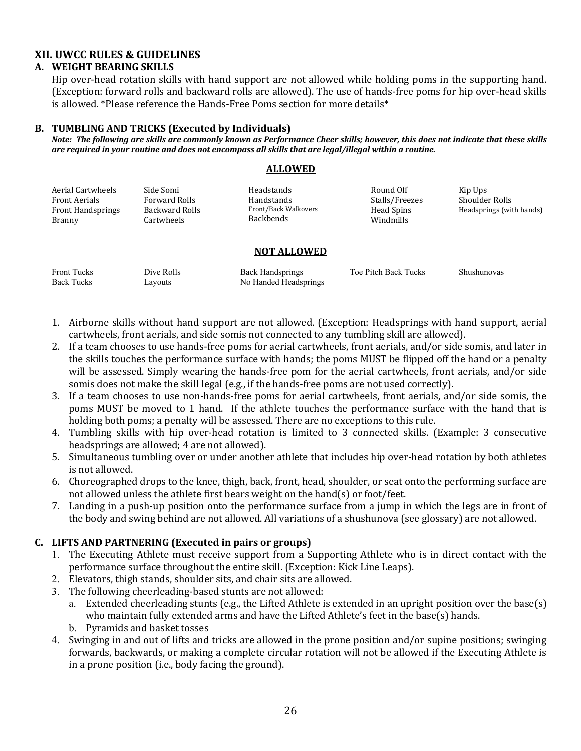## XII. UWCC RULES & GUIDELINES

### A. WEIGHT BEARING SKILLS

Hip over-head rotation skills with hand support are not allowed while holding poms in the supporting hand. (Exception: forward rolls and backward rolls are allowed). The use of hands-free poms for hip over-head skills is allowed. *Please reference the Hands-Free Poms section for more details*

### B. TUMBLING AND TRICKS (Executed by Individuals)

***Note: The following are skills are commonly known as Performance Cheer skills; however, this does not indicate that these skills are required in your routine and does not encompass all skills that are legal/illegal within a routine.***

**ALLOWED**

| | | | | |
|---|---|---|---|---|
| Aerial Cartwheels | Side Somi | Headstands | Round Off | Kip Ups |
| Front Aerials | Forward Rolls | Handstands | Stalls/Freezes | Shoulder Rolls |
| Front Handsprings | Backward Rolls | Front/Back Walkovers | Head Spins | Headsprings (with hands) |
| Branny | Cartwheels | Backbends | Windmills | |

**NOT ALLOWED**

| | | | | |
|---|---|---|---|---|
| Front Tucks | Dive Rolls | Back Handsprings | Toe Pitch Back Tucks | Shushunovas |
| Back Tucks | Layouts | No Handed Headsprings | | |

1. Airborne skills without hand support are not allowed. (Exception: Headsprings with hand support, aerial cartwheels, front aerials, and side somis not connected to any tumbling skill are allowed).
2. If a team chooses to use hands-free poms for aerial cartwheels, front aerials, and/or side somis, and later in the skills touches the performance surface with hands; the poms MUST be flipped off the hand or a penalty will be assessed. Simply wearing the hands-free pom for the aerial cartwheels, front aerials, and/or side somis does not make the skill legal (e.g., if the hands-free poms are not used correctly).
3. If a team chooses to use non-hands-free poms for aerial cartwheels, front aerials, and/or side somis, the poms MUST be moved to 1 hand. If the athlete touches the performance surface with the hand that is holding both poms; a penalty will be assessed. There are no exceptions to this rule.
4. Tumbling skills with hip over-head rotation is limited to 3 connected skills. (Example: 3 consecutive headsprings are allowed; 4 are not allowed).
5. Simultaneous tumbling over or under another athlete that includes hip over-head rotation by both athletes is not allowed.
6. Choreographed drops to the knee, thigh, back, front, head, shoulder, or seat onto the performing surface are not allowed unless the athlete first bears weight on the hand(s) or foot/feet.
7. Landing in a push-up position onto the performance surface from a jump in which the legs are in front of the body and swing behind are not allowed. All variations of a shushunova (see glossary) are not allowed.

### C. LIFTS AND PARTNERING (Executed in pairs or groups)

1. The Executing Athlete must receive support from a Supporting Athlete who is in direct contact with the performance surface throughout the entire skill. (Exception: Kick Line Leaps).
2. Elevators, thigh stands, shoulder sits, and chair sits are allowed.
3. The following cheerleading-based stunts are not allowed:
   a. Extended cheerleading stunts (e.g., the Lifted Athlete is extended in an upright position over the base(s) who maintain fully extended arms and have the Lifted Athlete's feet in the base(s) hands.
   b. Pyramids and basket tosses
4. Swinging in and out of lifts and tricks are allowed in the prone position and/or supine positions; swinging forwards, backwards, or making a complete circular rotation will not be allowed if the Executing Athlete is in a prone position (i.e., body facing the ground).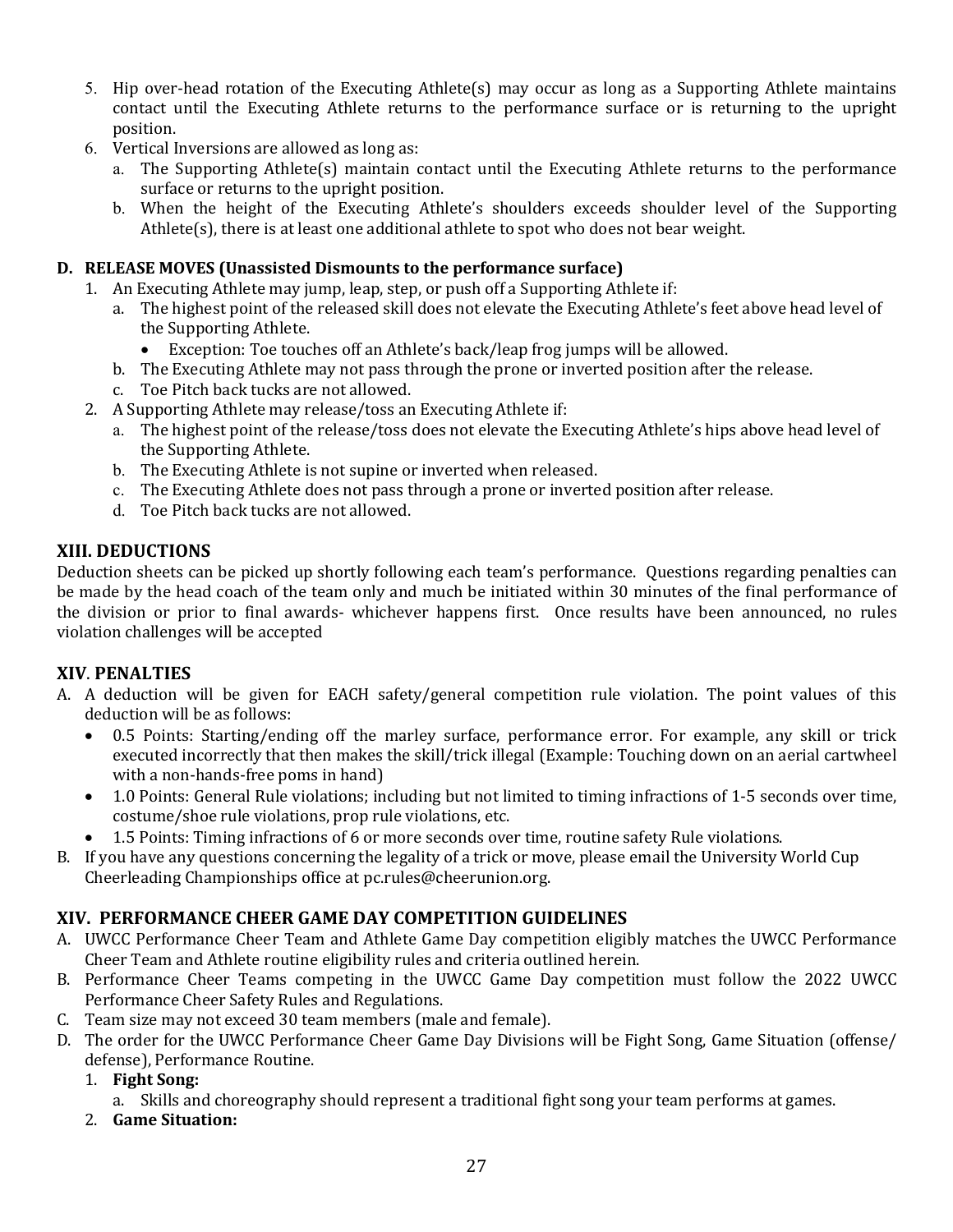5. Hip over-head rotation of the Executing Athlete(s) may occur as long as a Supporting Athlete maintains contact until the Executing Athlete returns to the performance surface or is returning to the upright position.
6. Vertical Inversions are allowed as long as:
   a. The Supporting Athlete(s) maintain contact until the Executing Athlete returns to the performance surface or returns to the upright position.
   b. When the height of the Executing Athlete's shoulders exceeds shoulder level of the Supporting Athlete(s), there is at least one additional athlete to spot who does not bear weight.

### D. RELEASE MOVES (Unassisted Dismounts to the performance surface)

1. An Executing Athlete may jump, leap, step, or push off a Supporting Athlete if:
   a. The highest point of the released skill does not elevate the Executing Athlete's feet above head level of the Supporting Athlete.
      - Exception: Toe touches off an Athlete's back/leap frog jumps will be allowed.
   b. The Executing Athlete may not pass through the prone or inverted position after the release.
   c. Toe Pitch back tucks are not allowed.
2. A Supporting Athlete may release/toss an Executing Athlete if:
   a. The highest point of the release/toss does not elevate the Executing Athlete's hips above head level of the Supporting Athlete.
   b. The Executing Athlete is not supine or inverted when released.
   c. The Executing Athlete does not pass through a prone or inverted position after release.
   d. Toe Pitch back tucks are not allowed.

## XIII. DEDUCTIONS

Deduction sheets can be picked up shortly following each team's performance. Questions regarding penalties can be made by the head coach of the team only and much be initiated within 30 minutes of the final performance of the division or prior to final awards- whichever happens first. Once results have been announced, no rules violation challenges will be accepted

## XIV. PENALTIES

A. A deduction will be given for EACH safety/general competition rule violation. The point values of this deduction will be as follows:
   - 0.5 Points: Starting/ending off the marley surface, performance error. For example, any skill or trick executed incorrectly that then makes the skill/trick illegal (Example: Touching down on an aerial cartwheel with a non-hands-free poms in hand)
   - 1.0 Points: General Rule violations; including but not limited to timing infractions of 1-5 seconds over time, costume/shoe rule violations, prop rule violations, etc.
   - 1.5 Points: Timing infractions of 6 or more seconds over time, routine safety Rule violations.

B. If you have any questions concerning the legality of a trick or move, please email the University World Cup Cheerleading Championships office at pc.rules@cheerunion.org.

## XIV. PERFORMANCE CHEER GAME DAY COMPETITION GUIDELINES

A. UWCC Performance Cheer Team and Athlete Game Day competition eligibly matches the UWCC Performance Cheer Team and Athlete routine eligibility rules and criteria outlined herein.
B. Performance Cheer Teams competing in the UWCC Game Day competition must follow the 2022 UWCC Performance Cheer Safety Rules and Regulations.
C. Team size may not exceed 30 team members (male and female).
D. The order for the UWCC Performance Cheer Game Day Divisions will be Fight Song, Game Situation (offense/defense), Performance Routine.
   1. **Fight Song:**
      a. Skills and choreography should represent a traditional fight song your team performs at games.
   2. **Game Situation:**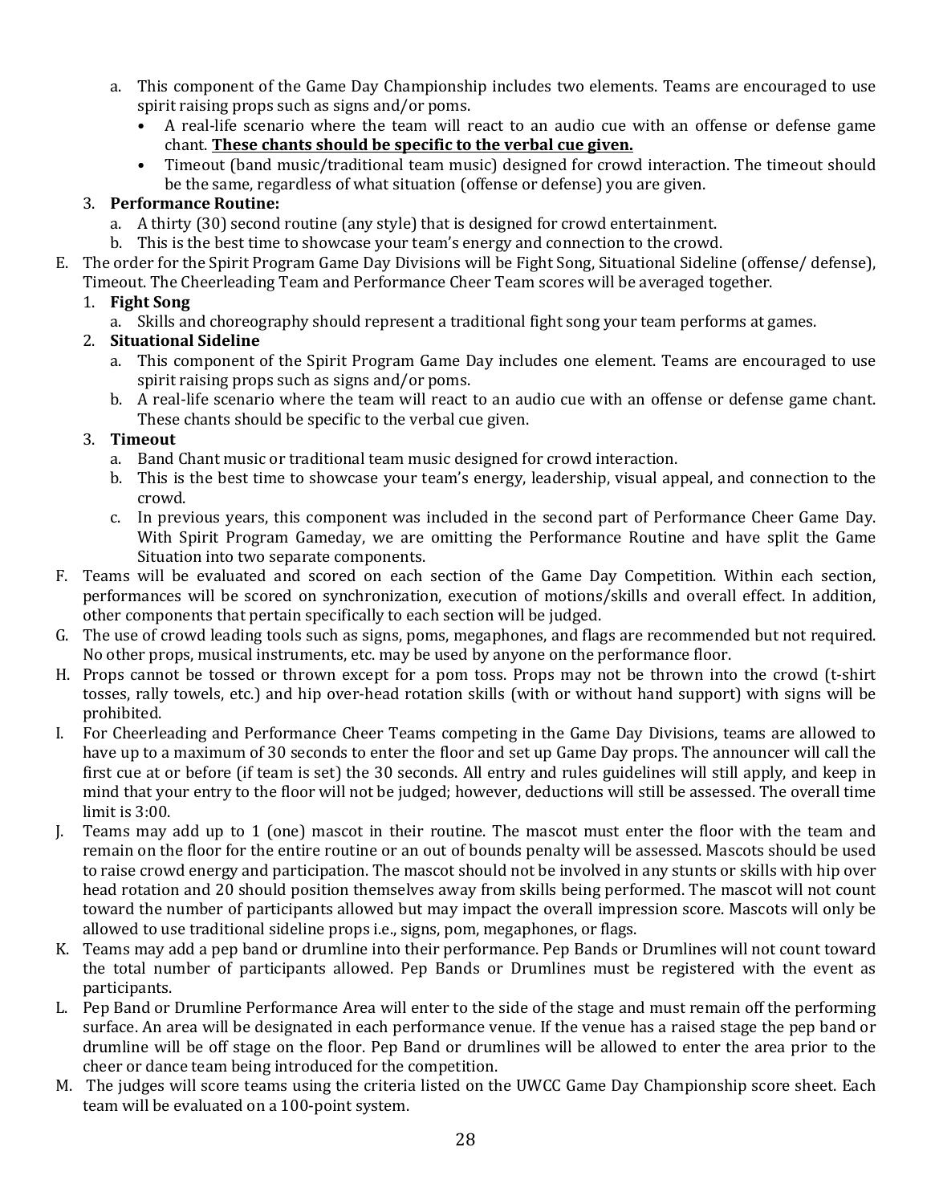a. This component of the Game Day Championship includes two elements. Teams are encouraged to use spirit raising props such as signs and/or poms.
      - A real-life scenario where the team will react to an audio cue with an offense or defense game chant. **<u>These chants should be specific to the verbal cue given.</u>**
      - Timeout (band music/traditional team music) designed for crowd interaction. The timeout should be the same, regardless of what situation (offense or defense) you are given.

3. **Performance Routine:**
   a. A thirty (30) second routine (any style) that is designed for crowd entertainment.
   b. This is the best time to showcase your team's energy and connection to the crowd.

E. The order for the Spirit Program Game Day Divisions will be Fight Song, Situational Sideline (offense/ defense), Timeout. The Cheerleading Team and Performance Cheer Team scores will be averaged together.

1. **Fight Song**
   a. Skills and choreography should represent a traditional fight song your team performs at games.
2. **Situational Sideline**
   a. This component of the Spirit Program Game Day includes one element. Teams are encouraged to use spirit raising props such as signs and/or poms.
   b. A real-life scenario where the team will react to an audio cue with an offense or defense game chant. These chants should be specific to the verbal cue given.
3. **Timeout**
   a. Band Chant music or traditional team music designed for crowd interaction.
   b. This is the best time to showcase your team's energy, leadership, visual appeal, and connection to the crowd.
   c. In previous years, this component was included in the second part of Performance Cheer Game Day. With Spirit Program Gameday, we are omitting the Performance Routine and have split the Game Situation into two separate components.

F. Teams will be evaluated and scored on each section of the Game Day Competition. Within each section, performances will be scored on synchronization, execution of motions/skills and overall effect. In addition, other components that pertain specifically to each section will be judged.

G. The use of crowd leading tools such as signs, poms, megaphones, and flags are recommended but not required. No other props, musical instruments, etc. may be used by anyone on the performance floor.

H. Props cannot be tossed or thrown except for a pom toss. Props may not be thrown into the crowd (t-shirt tosses, rally towels, etc.) and hip over-head rotation skills (with or without hand support) with signs will be prohibited.

I. For Cheerleading and Performance Cheer Teams competing in the Game Day Divisions, teams are allowed to have up to a maximum of 30 seconds to enter the floor and set up Game Day props. The announcer will call the first cue at or before (if team is set) the 30 seconds. All entry and rules guidelines will still apply, and keep in mind that your entry to the floor will not be judged; however, deductions will still be assessed. The overall time limit is 3:00.

J. Teams may add up to 1 (one) mascot in their routine. The mascot must enter the floor with the team and remain on the floor for the entire routine or an out of bounds penalty will be assessed. Mascots should be used to raise crowd energy and participation. The mascot should not be involved in any stunts or skills with hip over head rotation and 20 should position themselves away from skills being performed. The mascot will not count toward the number of participants allowed but may impact the overall impression score. Mascots will only be allowed to use traditional sideline props i.e., signs, pom, megaphones, or flags.

K. Teams may add a pep band or drumline into their performance. Pep Bands or Drumlines will not count toward the total number of participants allowed. Pep Bands or Drumlines must be registered with the event as participants.

L. Pep Band or Drumline Performance Area will enter to the side of the stage and must remain off the performing surface. An area will be designated in each performance venue. If the venue has a raised stage the pep band or drumline will be off stage on the floor. Pep Band or drumlines will be allowed to enter the area prior to the cheer or dance team being introduced for the competition.

M. The judges will score teams using the criteria listed on the UWCC Game Day Championship score sheet. Each team will be evaluated on a 100-point system.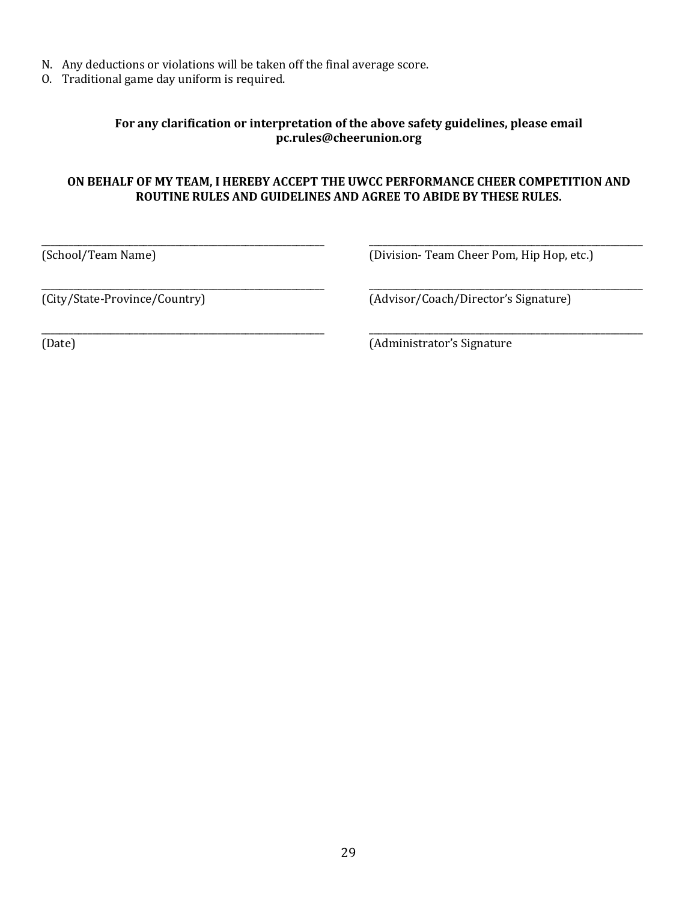N. Any deductions or violations will be taken off the final average score.
O. Traditional game day uniform is required.

**For any clarification or interpretation of the above safety guidelines, please email pc.rules@cheerunion.org**

**ON BEHALF OF MY TEAM, I HEREBY ACCEPT THE UWCC PERFORMANCE CHEER COMPETITION AND ROUTINE RULES AND GUIDELINES AND AGREE TO ABIDE BY THESE RULES.**

______________________________
(School/Team Name)

______________________________
(Division- Team Cheer Pom, Hip Hop, etc.)

______________________________
(City/State-Province/Country)

______________________________
(Advisor/Coach/Director's Signature)

______________________________
(Date)

______________________________
(Administrator's Signature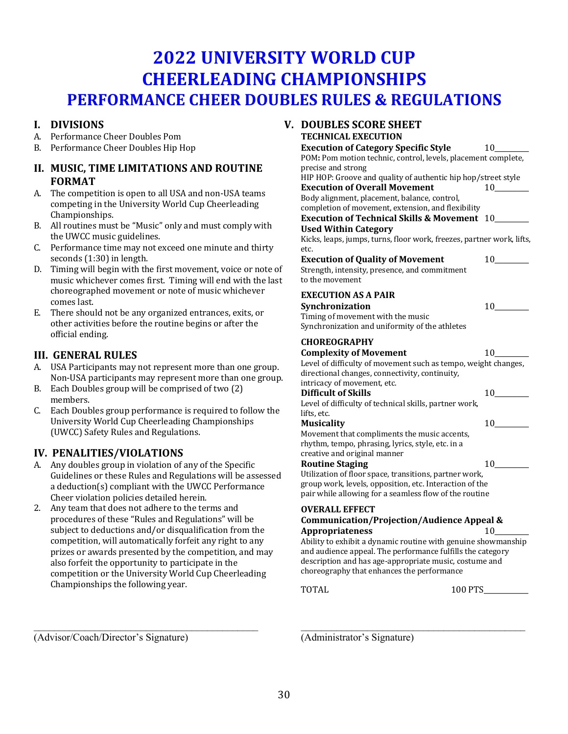# 2022 UNIVERSITY WORLD CUP CHEERLEADING CHAMPIONSHIPS

## PERFORMANCE CHEER DOUBLES RULES & REGULATIONS

### I. DIVISIONS

A. Performance Cheer Doubles Pom
B. Performance Cheer Doubles Hip Hop

### II. MUSIC, TIME LIMITATIONS AND ROUTINE FORMAT

A. The competition is open to all USA and non-USA teams competing in the University World Cup Cheerleading Championships.
B. All routines must be "Music" only and must comply with the UWCC music guidelines.
C. Performance time may not exceed one minute and thirty seconds (1:30) in length.
D. Timing will begin with the first movement, voice or note of music whichever comes first. Timing will end with the last choreographed movement or note of music whichever comes last.
E. There should not be any organized entrances, exits, or other activities before the routine begins or after the official ending.

### III. GENERAL RULES

A. USA Participants may not represent more than one group. Non-USA participants may represent more than one group.
B. Each Doubles group will be comprised of two (2) members.
C. Each Doubles group performance is required to follow the University World Cup Cheerleading Championships (UWCC) Safety Rules and Regulations.

### IV. PENALITIES/VIOLATIONS

A. Any doubles group in violation of any of the Specific Guidelines or these Rules and Regulations will be assessed a deduction(s) compliant with the UWCC Performance Cheer violation policies detailed herein.
2. Any team that does not adhere to the terms and procedures of these "Rules and Regulations" will be subject to deductions and/or disqualification from the competition, will automatically forfeit any right to any prizes or awards presented by the competition, and may also forfeit the opportunity to participate in the competition or the University World Cup Cheerleading Championships the following year.

### V. DOUBLES SCORE SHEET

**TECHNICAL EXECUTION**

**Execution of Category Specific Style** 10________
POM**:** Pom motion technic, control, levels, placement complete, precise and strong
HIP HOP: Groove and quality of authentic hip hop/street style

**Execution of Overall Movement** 10________
Body alignment, placement, balance, control, completion of movement, extension, and flexibility

**Execution of Technical Skills & Movement Used Within Category** 10________
Kicks, leaps, jumps, turns, floor work, freezes, partner work, lifts, etc.

**Execution of Quality of Movement** 10________
Strength, intensity, presence, and commitment to the movement

**EXECUTION AS A PAIR**

**Synchronization** 10________
Timing of movement with the music
Synchronization and uniformity of the athletes

**CHOREOGRAPHY**

**Complexity of Movement** 10________
Level of difficulty of movement such as tempo, weight changes, directional changes, connectivity, continuity, intricacy of movement, etc.

**Difficult of Skills** 10________
Level of difficulty of technical skills, partner work, lifts, etc.

**Musicality** 10________
Movement that compliments the music accents, rhythm, tempo, phrasing, lyrics, style, etc. in a creative and original manner

**Routine Staging** 10________
Utilization of floor space, transitions, partner work, group work, levels, opposition, etc. Interaction of the pair while allowing for a seamless flow of the routine

**OVERALL EFFECT**

**Communication/Projection/Audience Appeal & Appropriateness** 10________
Ability to exhibit a dynamic routine with genuine showmanship and audience appeal. The performance fulfills the category description and has age-appropriate music, costume and choreography that enhances the performance

TOTAL 100 PTS___________

_____________________________________________
(Advisor/Coach/Director's Signature)

_____________________________________________
(Administrator's Signature)